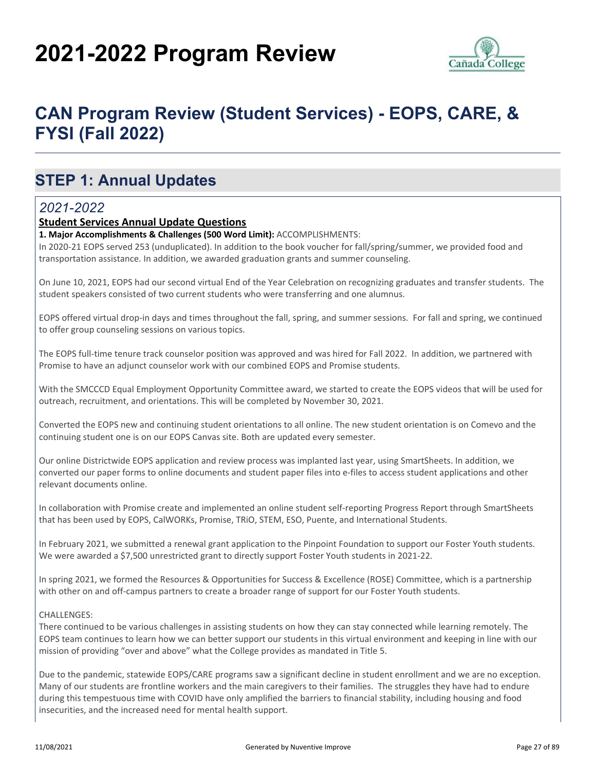# 2021-2022 Program Review

## CAN Program Review (Student Services) - EOPS, CARE, & FYSI (Fall 2022)

## STEP 1: Annual Updates

### *2021-2022*

**Student Services Annual Update Questions**

**1. Major Accomplishments & Challenges (500 Word Limit):** ACCOMPLISHMENTS:

In 2020-21 EOPS served 253 (unduplicated). In addition to the book voucher for fall/spring/summer, we provided food and transportation assistance. In addition, we awarded graduation grants and summer counseling.

On June 10, 2021, EOPS had our second virtual End of the Year Celebration on recognizing graduates and transfer students. The student speakers consisted of two current students who were transferring and one alumnus.

EOPS offered virtual drop-in days and times throughout the fall, spring, and summer sessions. For fall and spring, we continued to offer group counseling sessions on various topics.

The EOPS full-time tenure track counselor position was approved and was hired for Fall 2022. In addition, we partnered with Promise to have an adjunct counselor work with our combined EOPS and Promise students.

With the SMCCCD Equal Employment Opportunity Committee award, we started to create the EOPS videos that will be used for outreach, recruitment, and orientations. This will be completed by November 30, 2021.

Converted the EOPS new and continuing student orientations to all online. The new student orientation is on Comevo and the continuing student one is on our EOPS Canvas site. Both are updated every semester.

Our online Districtwide EOPS application and review process was implanted last year, using SmartSheets. In addition, we converted our paper forms to online documents and student paper files into e-files to access student applications and other relevant documents online.

In collaboration with Promise create and implemented an online student self-reporting Progress Report through SmartSheets that has been used by EOPS, CalWORKs, Promise, TRiO, STEM, ESO, Puente, and International Students.

In February 2021, we submitted a renewal grant application to the Pinpoint Foundation to support our Foster Youth students. We were awarded a $7,500 unrestricted grant to directly support Foster Youth students in 2021-22.

In spring 2021, we formed the Resources & Opportunities for Success & Excellence (ROSE) Committee, which is a partnership with other on and off-campus partners to create a broader range of support for our Foster Youth students.

CHALLENGES:

There continued to be various challenges in assisting students on how they can stay connected while learning remotely. The EOPS team continues to learn how we can better support our students in this virtual environment and keeping in line with our mission of providing “over and above” what the College provides as mandated in Title 5.

Due to the pandemic, statewide EOPS/CARE programs saw a significant decline in student enrollment and we are no exception. Many of our students are frontline workers and the main caregivers to their families. The struggles they have had to endure during this tempestuous time with COVID have only amplified the barriers to financial stability, including housing and food insecurities, and the increased need for mental health support.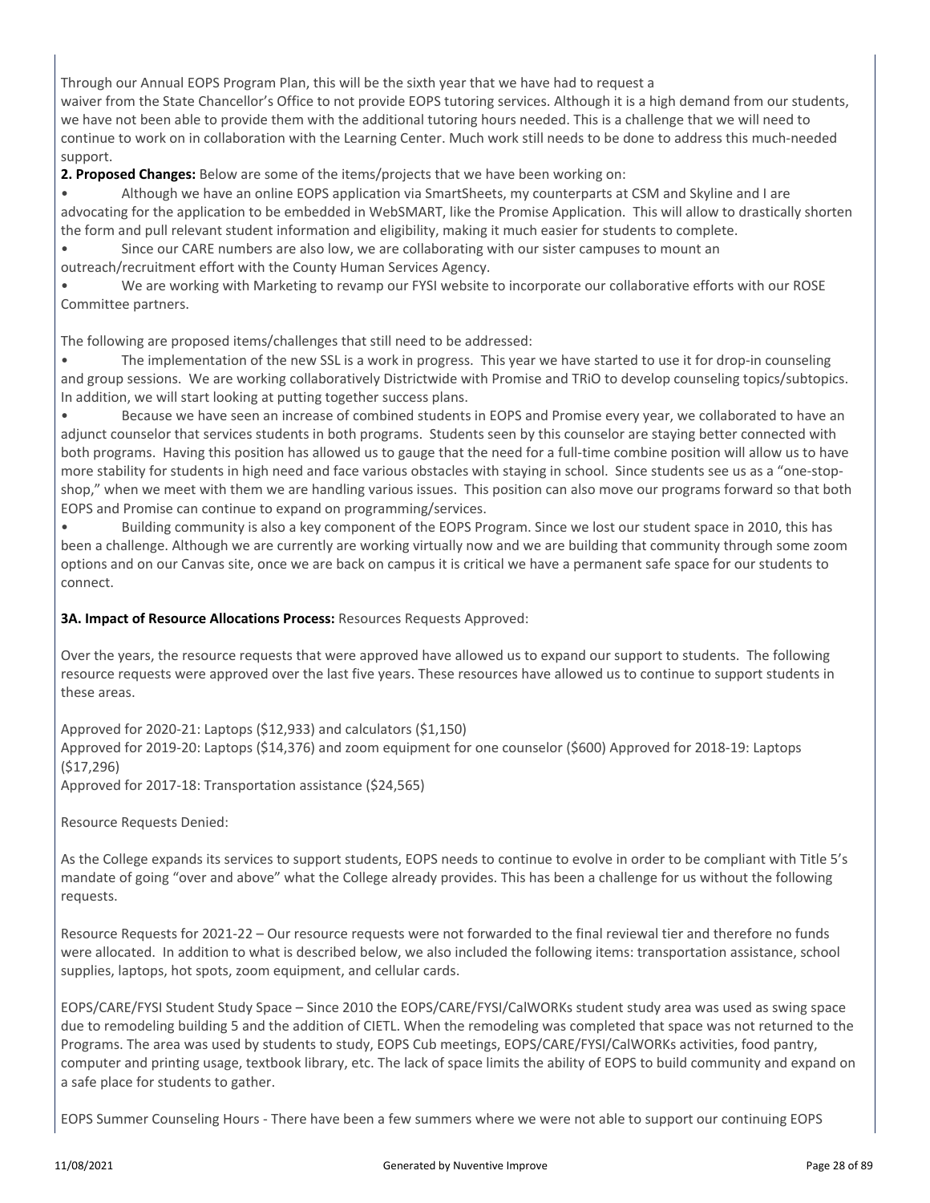Through our Annual EOPS Program Plan, this will be the sixth year that we have had to request a waiver from the State Chancellor's Office to not provide EOPS tutoring services. Although it is a high demand from our students, we have not been able to provide them with the additional tutoring hours needed. This is a challenge that we will need to continue to work on in collaboration with the Learning Center. Much work still needs to be done to address this much-needed support.

**2. Proposed Changes:** Below are some of the items/projects that we have been working on:

- Although we have an online EOPS application via SmartSheets, my counterparts at CSM and Skyline and I are advocating for the application to be embedded in WebSMART, like the Promise Application. This will allow to drastically shorten the form and pull relevant student information and eligibility, making it much easier for students to complete.
- Since our CARE numbers are also low, we are collaborating with our sister campuses to mount an outreach/recruitment effort with the County Human Services Agency.
- We are working with Marketing to revamp our FYSI website to incorporate our collaborative efforts with our ROSE Committee partners.

The following are proposed items/challenges that still need to be addressed:

- The implementation of the new SSL is a work in progress. This year we have started to use it for drop-in counseling and group sessions. We are working collaboratively Districtwide with Promise and TRiO to develop counseling topics/subtopics. In addition, we will start looking at putting together success plans.
- Because we have seen an increase of combined students in EOPS and Promise every year, we collaborated to have an adjunct counselor that services students in both programs. Students seen by this counselor are staying better connected with both programs. Having this position has allowed us to gauge that the need for a full-time combine position will allow us to have more stability for students in high need and face various obstacles with staying in school. Since students see us as a "one-stop-shop," when we meet with them we are handling various issues. This position can also move our programs forward so that both EOPS and Promise can continue to expand on programming/services.
- Building community is also a key component of the EOPS Program. Since we lost our student space in 2010, this has been a challenge. Although we are currently are working virtually now and we are building that community through some zoom options and on our Canvas site, once we are back on campus it is critical we have a permanent safe space for our students to connect.

**3A. Impact of Resource Allocations Process:** Resources Requests Approved:

Over the years, the resource requests that were approved have allowed us to expand our support to students. The following resource requests were approved over the last five years. These resources have allowed us to continue to support students in these areas.

Approved for 2020-21: Laptops ($12,933) and calculators ($1,150)
Approved for 2019-20: Laptops ($14,376) and zoom equipment for one counselor ($600) Approved for 2018-19: Laptops ($17,296)
Approved for 2017-18: Transportation assistance ($24,565)

Resource Requests Denied:

As the College expands its services to support students, EOPS needs to continue to evolve in order to be compliant with Title 5's mandate of going "over and above" what the College already provides. This has been a challenge for us without the following requests.

Resource Requests for 2021-22 – Our resource requests were not forwarded to the final reviewal tier and therefore no funds were allocated. In addition to what is described below, we also included the following items: transportation assistance, school supplies, laptops, hot spots, zoom equipment, and cellular cards.

EOPS/CARE/FYSI Student Study Space – Since 2010 the EOPS/CARE/FYSI/CalWORKs student study area was used as swing space due to remodeling building 5 and the addition of CIETL. When the remodeling was completed that space was not returned to the Programs. The area was used by students to study, EOPS Cub meetings, EOPS/CARE/FYSI/CalWORKs activities, food pantry, computer and printing usage, textbook library, etc. The lack of space limits the ability of EOPS to build community and expand on a safe place for students to gather.

EOPS Summer Counseling Hours - There have been a few summers where we were not able to support our continuing EOPS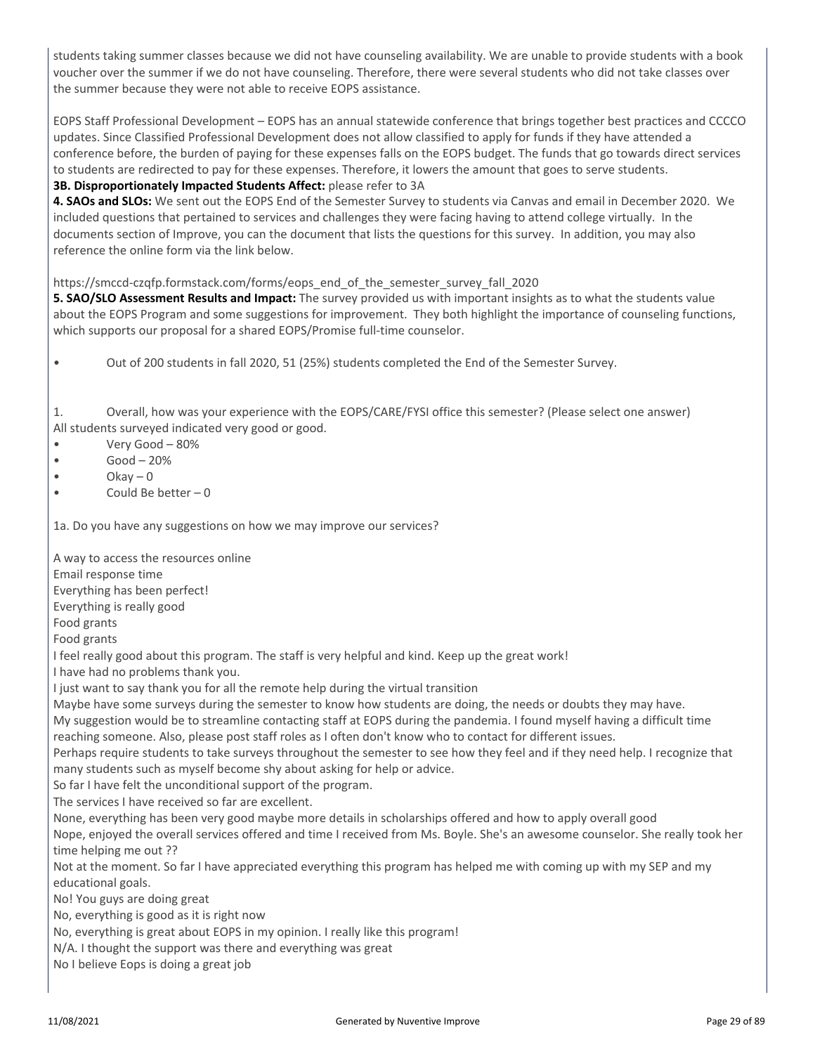students taking summer classes because we did not have counseling availability. We are unable to provide students with a book voucher over the summer if we do not have counseling. Therefore, there were several students who did not take classes over the summer because they were not able to receive EOPS assistance.

EOPS Staff Professional Development – EOPS has an annual statewide conference that brings together best practices and CCCCO updates. Since Classified Professional Development does not allow classified to apply for funds if they have attended a conference before, the burden of paying for these expenses falls on the EOPS budget. The funds that go towards direct services to students are redirected to pay for these expenses. Therefore, it lowers the amount that goes to serve students.

**3B. Disproportionately Impacted Students Affect:** please refer to 3A

**4. SAOs and SLOs:** We sent out the EOPS End of the Semester Survey to students via Canvas and email in December 2020. We included questions that pertained to services and challenges they were facing having to attend college virtually. In the documents section of Improve, you can the document that lists the questions for this survey. In addition, you may also reference the online form via the link below.

https://smccd-czqfp.formstack.com/forms/eops_end_of_the_semester_survey_fall_2020

**5. SAO/SLO Assessment Results and Impact:** The survey provided us with important insights as to what the students value about the EOPS Program and some suggestions for improvement. They both highlight the importance of counseling functions, which supports our proposal for a shared EOPS/Promise full-time counselor.

- Out of 200 students in fall 2020, 51 (25%) students completed the End of the Semester Survey.

1. Overall, how was your experience with the EOPS/CARE/FYSI office this semester? (Please select one answer)

All students surveyed indicated very good or good.

- Very Good – 80%
- Good – 20%
- Okay – 0
- Could Be better – 0

1a. Do you have any suggestions on how we may improve our services?

A way to access the resources online
Email response time
Everything has been perfect!
Everything is really good
Food grants
Food grants
I feel really good about this program. The staff is very helpful and kind. Keep up the great work!
I have had no problems thank you.
I just want to say thank you for all the remote help during the virtual transition
Maybe have some surveys during the semester to know how students are doing, the needs or doubts they may have.
My suggestion would be to streamline contacting staff at EOPS during the pandemia. I found myself having a difficult time reaching someone. Also, please post staff roles as I often don't know who to contact for different issues.
Perhaps require students to take surveys throughout the semester to see how they feel and if they need help. I recognize that many students such as myself become shy about asking for help or advice.
So far I have felt the unconditional support of the program.
The services I have received so far are excellent.
None, everything has been very good maybe more details in scholarships offered and how to apply overall good
Nope, enjoyed the overall services offered and time I received from Ms. Boyle. She's an awesome counselor. She really took her time helping me out ??
Not at the moment. So far I have appreciated everything this program has helped me with coming up with my SEP and my educational goals.
No! You guys are doing great
No, everything is good as it is right now
No, everything is great about EOPS in my opinion. I really like this program!
N/A. I thought the support was there and everything was great
No I believe Eops is doing a great job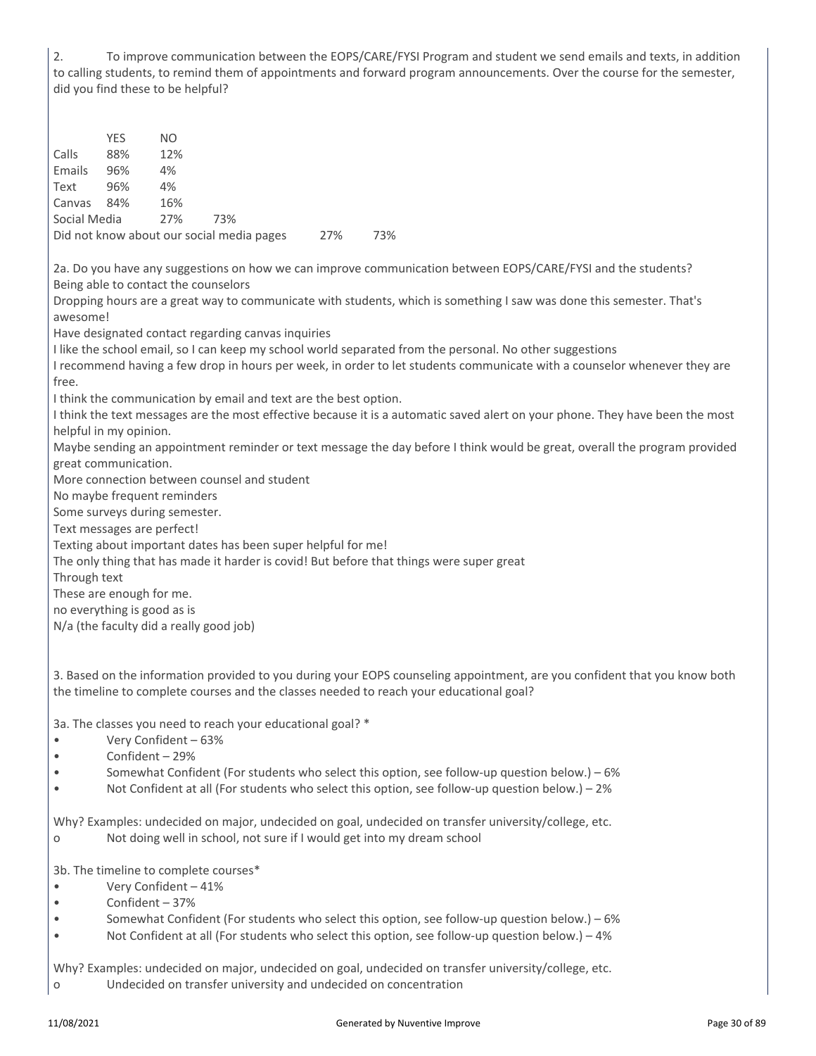2. To improve communication between the EOPS/CARE/FYSI Program and student we send emails and texts, in addition to calling students, to remind them of appointments and forward program announcements. Over the course for the semester, did you find these to be helpful?

| | YES | NO |
|---|---|---|
| Calls | 88% | 12% |
| Emails | 96% | 4% |
| Text | 96% | 4% |
| Canvas | 84% | 16% |
| Social Media | 27% | 73% |
| Did not know about our social media pages | 27% | 73% |

2a. Do you have any suggestions on how we can improve communication between EOPS/CARE/FYSI and the students?

Being able to contact the counselors

Dropping hours are a great way to communicate with students, which is something I saw was done this semester. That's awesome!

Have designated contact regarding canvas inquiries

I like the school email, so I can keep my school world separated from the personal. No other suggestions

I recommend having a few drop in hours per week, in order to let students communicate with a counselor whenever they are free.

I think the communication by email and text are the best option.

I think the text messages are the most effective because it is a automatic saved alert on your phone. They have been the most helpful in my opinion.

Maybe sending an appointment reminder or text message the day before I think would be great, overall the program provided great communication.

More connection between counsel and student

No maybe frequent reminders

Some surveys during semester.

Text messages are perfect!

Texting about important dates has been super helpful for me!

The only thing that has made it harder is covid! But before that things were super great

Through text

These are enough for me.

no everything is good as is

N/a (the faculty did a really good job)

3. Based on the information provided to you during your EOPS counseling appointment, are you confident that you know both the timeline to complete courses and the classes needed to reach your educational goal?

3a. The classes you need to reach your educational goal? *

- Very Confident – 63%
- Confident – 29%
- Somewhat Confident (For students who select this option, see follow-up question below.) – 6%
- Not Confident at all (For students who select this option, see follow-up question below.) – 2%

Why? Examples: undecided on major, undecided on goal, undecided on transfer university/college, etc.

- Not doing well in school, not sure if I would get into my dream school

3b. The timeline to complete courses*

- Very Confident – 41%
- Confident – 37%
- Somewhat Confident (For students who select this option, see follow-up question below.) – 6%
- Not Confident at all (For students who select this option, see follow-up question below.) – 4%

Why? Examples: undecided on major, undecided on goal, undecided on transfer university/college, etc.

- Undecided on transfer university and undecided on concentration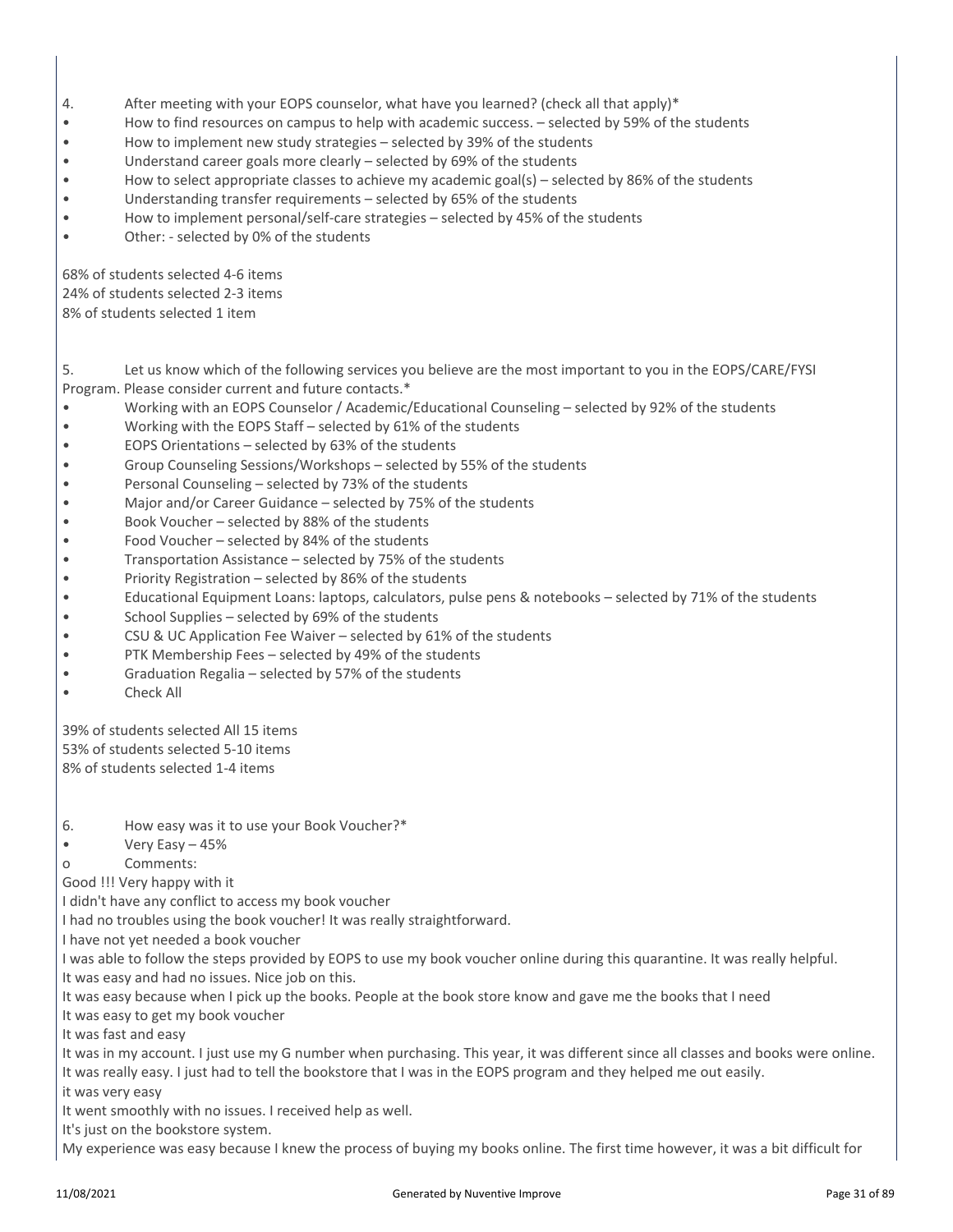4. After meeting with your EOPS counselor, what have you learned? (check all that apply)*

- How to find resources on campus to help with academic success. – selected by 59% of the students
- How to implement new study strategies – selected by 39% of the students
- Understand career goals more clearly – selected by 69% of the students
- How to select appropriate classes to achieve my academic goal(s) – selected by 86% of the students
- Understanding transfer requirements – selected by 65% of the students
- How to implement personal/self-care strategies – selected by 45% of the students
- Other: - selected by 0% of the students

68% of students selected 4-6 items
24% of students selected 2-3 items
8% of students selected 1 item

5. Let us know which of the following services you believe are the most important to you in the EOPS/CARE/FYSI Program. Please consider current and future contacts.*

- Working with an EOPS Counselor / Academic/Educational Counseling – selected by 92% of the students
- Working with the EOPS Staff – selected by 61% of the students
- EOPS Orientations – selected by 63% of the students
- Group Counseling Sessions/Workshops – selected by 55% of the students
- Personal Counseling – selected by 73% of the students
- Major and/or Career Guidance – selected by 75% of the students
- Book Voucher – selected by 88% of the students
- Food Voucher – selected by 84% of the students
- Transportation Assistance – selected by 75% of the students
- Priority Registration – selected by 86% of the students
- Educational Equipment Loans: laptops, calculators, pulse pens & notebooks – selected by 71% of the students
- School Supplies – selected by 69% of the students
- CSU & UC Application Fee Waiver – selected by 61% of the students
- PTK Membership Fees – selected by 49% of the students
- Graduation Regalia – selected by 57% of the students
- Check All

39% of students selected All 15 items
53% of students selected 5-10 items
8% of students selected 1-4 items

6. How easy was it to use your Book Voucher?*

- Very Easy – 45%
  - Comments:

Good !!! Very happy with it
I didn't have any conflict to access my book voucher
I had no troubles using the book voucher! It was really straightforward.
I have not yet needed a book voucher
I was able to follow the steps provided by EOPS to use my book voucher online during this quarantine. It was really helpful.
It was easy and had no issues. Nice job on this.
It was easy because when I pick up the books. People at the book store know and gave me the books that I need
It was easy to get my book voucher
It was fast and easy
It was in my account. I just use my G number when purchasing. This year, it was different since all classes and books were online.
It was really easy. I just had to tell the bookstore that I was in the EOPS program and they helped me out easily.
it was very easy
It went smoothly with no issues. I received help as well.
It's just on the bookstore system.
My experience was easy because I knew the process of buying my books online. The first time however, it was a bit difficult for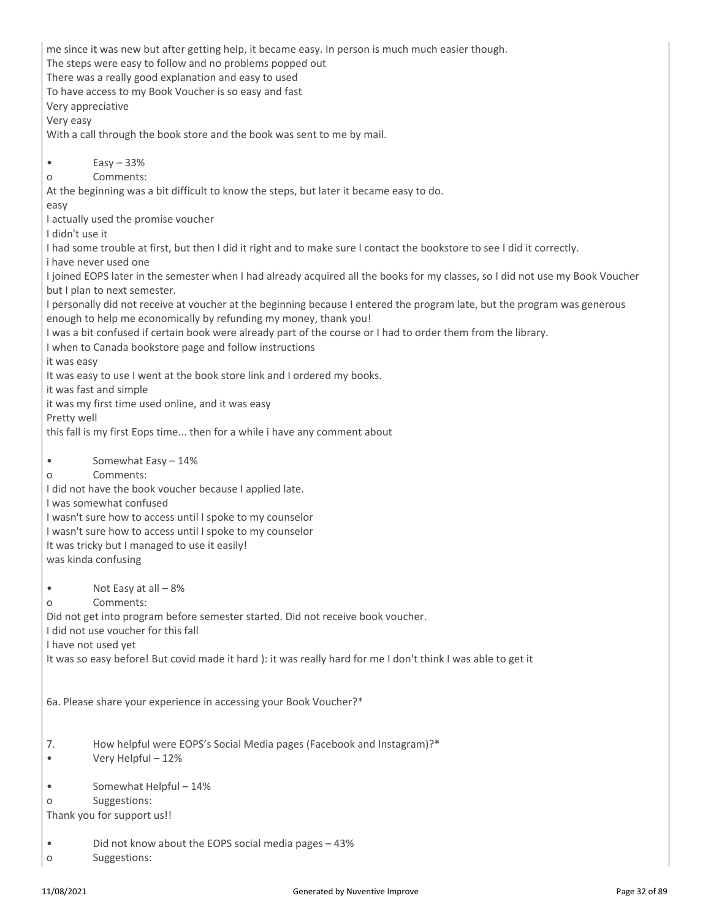me since it was new but after getting help, it became easy. In person is much much easier though.
The steps were easy to follow and no problems popped out
There was a really good explanation and easy to used
To have access to my Book Voucher is so easy and fast
Very appreciative
Very easy
With a call through the book store and the book was sent to me by mail.

- Easy – 33%
  - Comments:

At the beginning was a bit difficult to know the steps, but later it became easy to do.
easy
I actually used the promise voucher
I didn't use it
I had some trouble at first, but then I did it right and to make sure I contact the bookstore to see I did it correctly.
i have never used one
I joined EOPS later in the semester when I had already acquired all the books for my classes, so I did not use my Book Voucher but I plan to next semester.
I personally did not receive at voucher at the beginning because I entered the program late, but the program was generous enough to help me economically by refunding my money, thank you!
I was a bit confused if certain book were already part of the course or I had to order them from the library.
I when to Canada bookstore page and follow instructions
it was easy
It was easy to use I went at the book store link and I ordered my books.
it was fast and simple
it was my first time used online, and it was easy
Pretty well
this fall is my first Eops time... then for a while i have any comment about

- Somewhat Easy – 14%
  - Comments:

I did not have the book voucher because I applied late.
I was somewhat confused
I wasn't sure how to access until I spoke to my counselor
I wasn't sure how to access until I spoke to my counselor
It was tricky but I managed to use it easily!
was kinda confusing

- Not Easy at all – 8%
  - Comments:

Did not get into program before semester started. Did not receive book voucher.
I did not use voucher for this fall
I have not used yet
It was so easy before! But covid made it hard ): it was really hard for me I don't think I was able to get it

6a. Please share your experience in accessing your Book Voucher?*

7. How helpful were EOPS's Social Media pages (Facebook and Instagram)?*

- Very Helpful – 12%

- Somewhat Helpful – 14%
  - Suggestions:

Thank you for support us!!

- Did not know about the EOPS social media pages – 43%
  - Suggestions: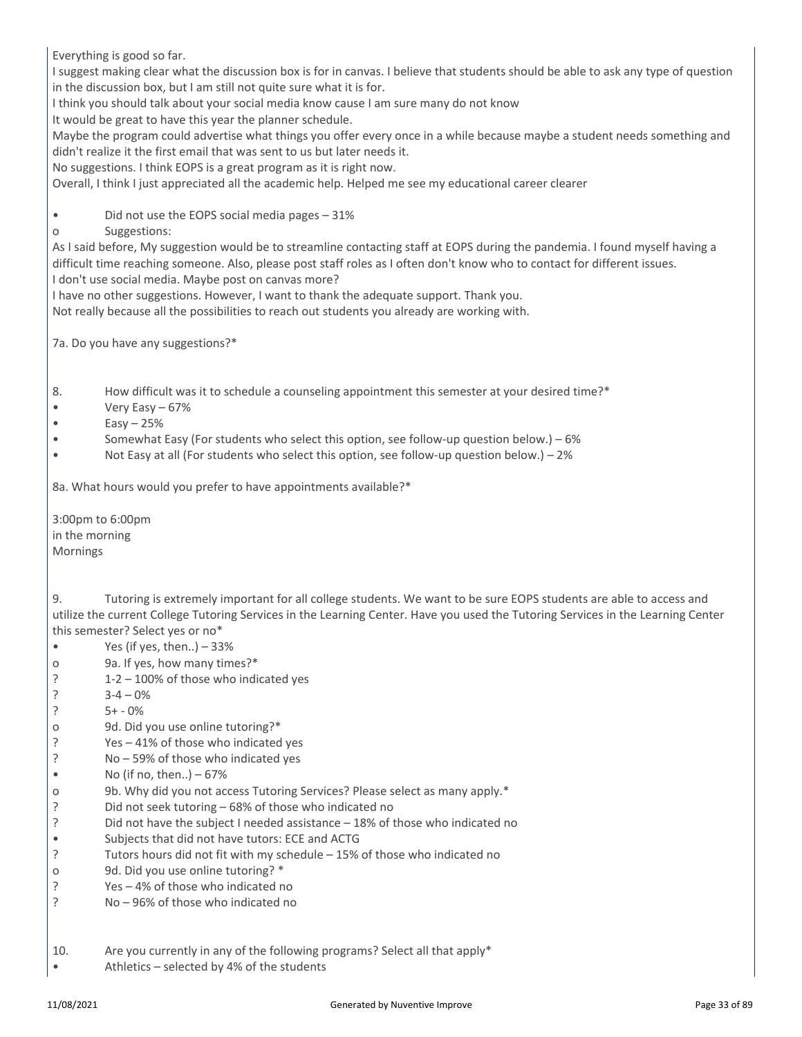Everything is good so far.
I suggest making clear what the discussion box is for in canvas. I believe that students should be able to ask any type of question in the discussion box, but I am still not quite sure what it is for.
I think you should talk about your social media know cause I am sure many do not know
It would be great to have this year the planner schedule.
Maybe the program could advertise what things you offer every once in a while because maybe a student needs something and didn't realize it the first email that was sent to us but later needs it.
No suggestions. I think EOPS is a great program as it is right now.
Overall, I think I just appreciated all the academic help. Helped me see my educational career clearer

- Did not use the EOPS social media pages – 31%
  - Suggestions:

As I said before, My suggestion would be to streamline contacting staff at EOPS during the pandemia. I found myself having a difficult time reaching someone. Also, please post staff roles as I often don't know who to contact for different issues.
I don't use social media. Maybe post on canvas more?
I have no other suggestions. However, I want to thank the adequate support. Thank you.
Not really because all the possibilities to reach out students you already are working with.

7a. Do you have any suggestions?*

8. How difficult was it to schedule a counseling appointment this semester at your desired time?*
- Very Easy – 67%
- Easy – 25%
- Somewhat Easy (For students who select this option, see follow-up question below.) – 6%
- Not Easy at all (For students who select this option, see follow-up question below.) – 2%

8a. What hours would you prefer to have appointments available?*

3:00pm to 6:00pm
in the morning
Mornings

9. Tutoring is extremely important for all college students. We want to be sure EOPS students are able to access and utilize the current College Tutoring Services in the Learning Center. Have you used the Tutoring Services in the Learning Center this semester? Select yes or no*
- Yes (if yes, then..) – 33%
  - 9a. If yes, how many times?*
    - 1-2 – 100% of those who indicated yes
    - 3-4 – 0%
    - 5+ - 0%
  - 9d. Did you use online tutoring?*
    - Yes – 41% of those who indicated yes
    - No – 59% of those who indicated yes
- No (if no, then..) – 67%
  - 9b. Why did you not access Tutoring Services? Please select as many apply.*
    - Did not seek tutoring – 68% of those who indicated no
    - Did not have the subject I needed assistance – 18% of those who indicated no
      - Subjects that did not have tutors: ECE and ACTG
    - Tutors hours did not fit with my schedule – 15% of those who indicated no
  - 9d. Did you use online tutoring? *
    - Yes – 4% of those who indicated no
    - No – 96% of those who indicated no

10. Are you currently in any of the following programs? Select all that apply*
- Athletics – selected by 4% of the students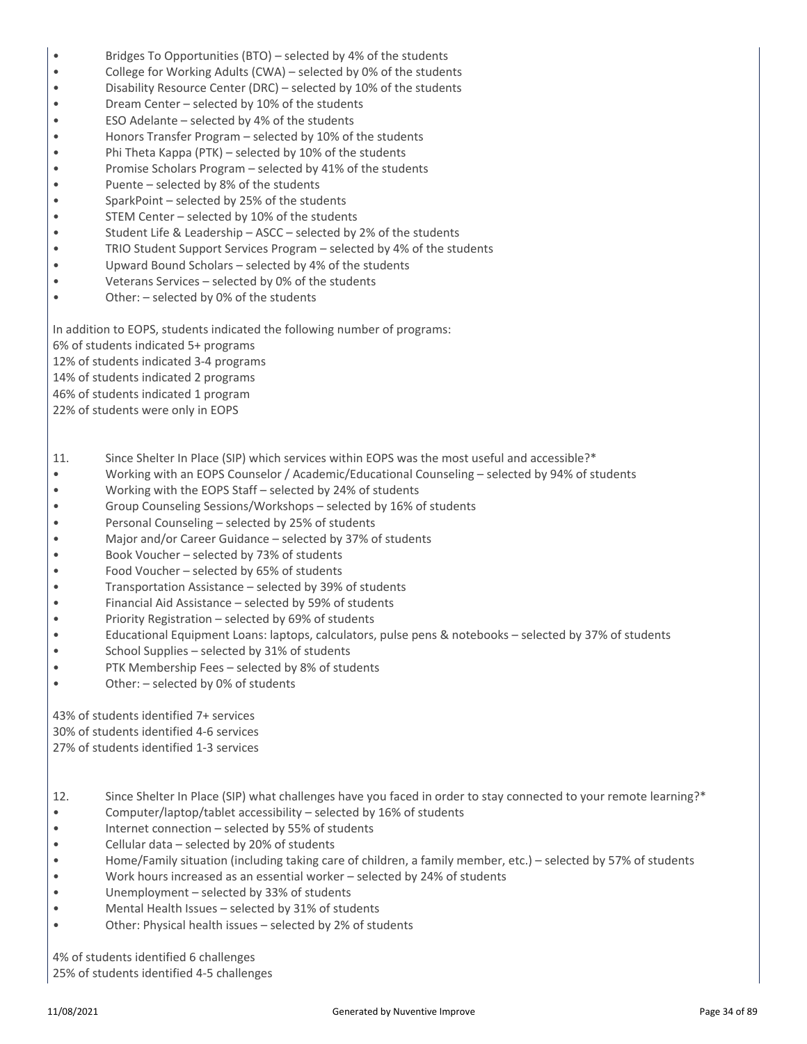- Bridges To Opportunities (BTO) – selected by 4% of the students
- College for Working Adults (CWA) – selected by 0% of the students
- Disability Resource Center (DRC) – selected by 10% of the students
- Dream Center – selected by 10% of the students
- ESO Adelante – selected by 4% of the students
- Honors Transfer Program – selected by 10% of the students
- Phi Theta Kappa (PTK) – selected by 10% of the students
- Promise Scholars Program – selected by 41% of the students
- Puente – selected by 8% of the students
- SparkPoint – selected by 25% of the students
- STEM Center – selected by 10% of the students
- Student Life & Leadership – ASCC – selected by 2% of the students
- TRIO Student Support Services Program – selected by 4% of the students
- Upward Bound Scholars – selected by 4% of the students
- Veterans Services – selected by 0% of the students
- Other: – selected by 0% of the students

In addition to EOPS, students indicated the following number of programs:
6% of students indicated 5+ programs
12% of students indicated 3-4 programs
14% of students indicated 2 programs
46% of students indicated 1 program
22% of students were only in EOPS

11. Since Shelter In Place (SIP) which services within EOPS was the most useful and accessible?*

- Working with an EOPS Counselor / Academic/Educational Counseling – selected by 94% of students
- Working with the EOPS Staff – selected by 24% of students
- Group Counseling Sessions/Workshops – selected by 16% of students
- Personal Counseling – selected by 25% of students
- Major and/or Career Guidance – selected by 37% of students
- Book Voucher – selected by 73% of students
- Food Voucher – selected by 65% of students
- Transportation Assistance – selected by 39% of students
- Financial Aid Assistance – selected by 59% of students
- Priority Registration – selected by 69% of students
- Educational Equipment Loans: laptops, calculators, pulse pens & notebooks – selected by 37% of students
- School Supplies – selected by 31% of students
- PTK Membership Fees – selected by 8% of students
- Other: – selected by 0% of students

43% of students identified 7+ services
30% of students identified 4-6 services
27% of students identified 1-3 services

12. Since Shelter In Place (SIP) what challenges have you faced in order to stay connected to your remote learning?*

- Computer/laptop/tablet accessibility – selected by 16% of students
- Internet connection – selected by 55% of students
- Cellular data – selected by 20% of students
- Home/Family situation (including taking care of children, a family member, etc.) – selected by 57% of students
- Work hours increased as an essential worker – selected by 24% of students
- Unemployment – selected by 33% of students
- Mental Health Issues – selected by 31% of students
- Other: Physical health issues – selected by 2% of students

4% of students identified 6 challenges
25% of students identified 4-5 challenges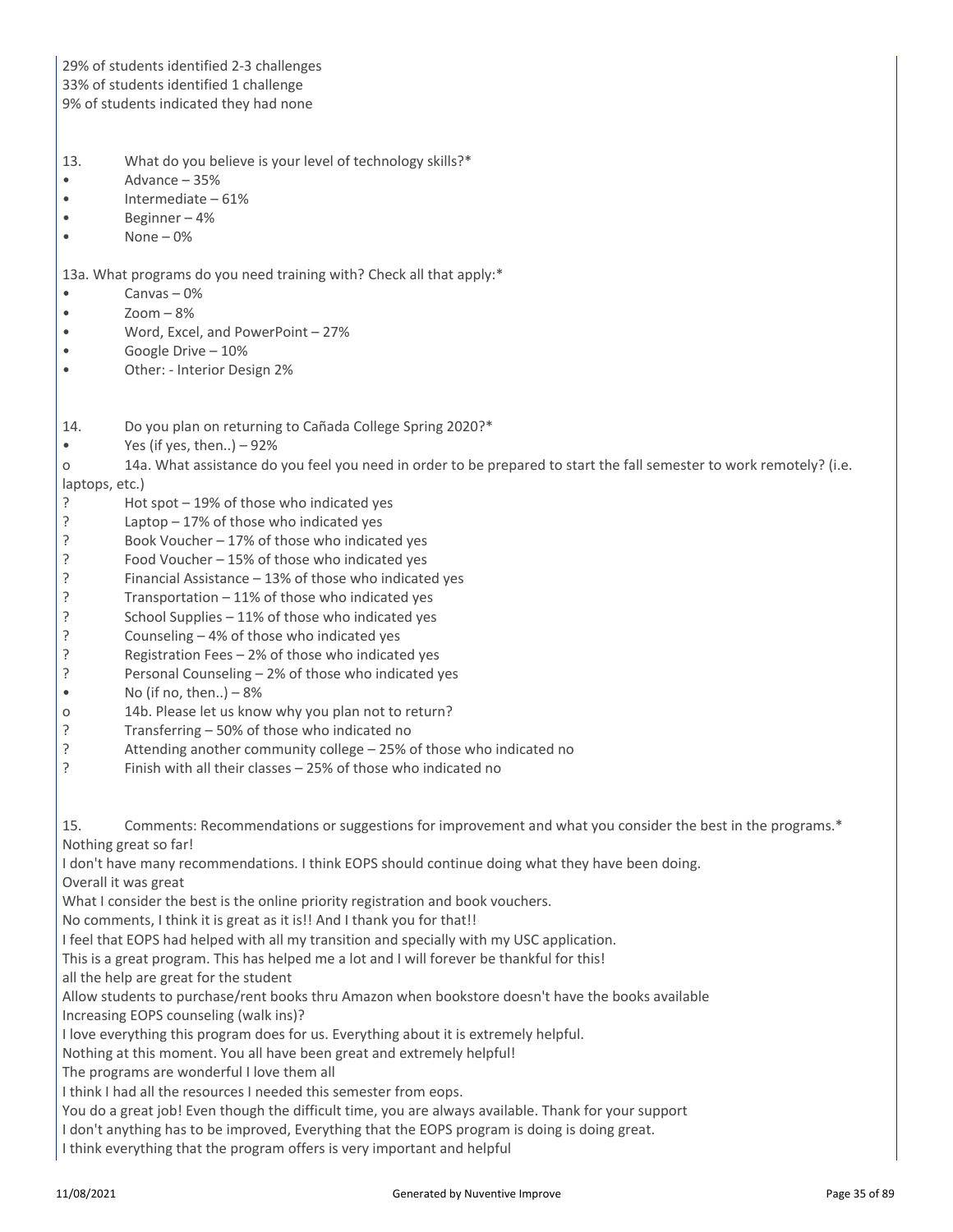29% of students identified 2-3 challenges
33% of students identified 1 challenge
9% of students indicated they had none

13. What do you believe is your level of technology skills?*

- Advance – 35%
- Intermediate – 61%
- Beginner – 4%
- None – 0%

13a. What programs do you need training with? Check all that apply:*

- Canvas – 0%
- Zoom – 8%
- Word, Excel, and PowerPoint – 27%
- Google Drive – 10%
- Other: - Interior Design 2%

14. Do you plan on returning to Cañada College Spring 2020?*

- Yes (if yes, then..) – 92%
  - o 14a. What assistance do you feel you need in order to be prepared to start the fall semester to work remotely? (i.e. laptops, etc.)
    - ? Hot spot – 19% of those who indicated yes
    - ? Laptop – 17% of those who indicated yes
    - ? Book Voucher – 17% of those who indicated yes
    - ? Food Voucher – 15% of those who indicated yes
    - ? Financial Assistance – 13% of those who indicated yes
    - ? Transportation – 11% of those who indicated yes
    - ? School Supplies – 11% of those who indicated yes
    - ? Counseling – 4% of those who indicated yes
    - ? Registration Fees – 2% of those who indicated yes
    - ? Personal Counseling – 2% of those who indicated yes
- No (if no, then..) – 8%
  - o 14b. Please let us know why you plan not to return?
    - ? Transferring – 50% of those who indicated no
    - ? Attending another community college – 25% of those who indicated no
    - ? Finish with all their classes – 25% of those who indicated no

15. Comments: Recommendations or suggestions for improvement and what you consider the best in the programs.*

Nothing great so far!
I don't have many recommendations. I think EOPS should continue doing what they have been doing.
Overall it was great
What I consider the best is the online priority registration and book vouchers.
No comments, I think it is great as it is!! And I thank you for that!!
I feel that EOPS had helped with all my transition and specially with my USC application.
This is a great program. This has helped me a lot and I will forever be thankful for this!
all the help are great for the student
Allow students to purchase/rent books thru Amazon when bookstore doesn't have the books available
Increasing EOPS counseling (walk ins)?
I love everything this program does for us. Everything about it is extremely helpful.
Nothing at this moment. You all have been great and extremely helpful!
The programs are wonderful I love them all
I think I had all the resources I needed this semester from eops.
You do a great job! Even though the difficult time, you are always available. Thank for your support
I don't anything has to be improved, Everything that the EOPS program is doing is doing great.
I think everything that the program offers is very important and helpful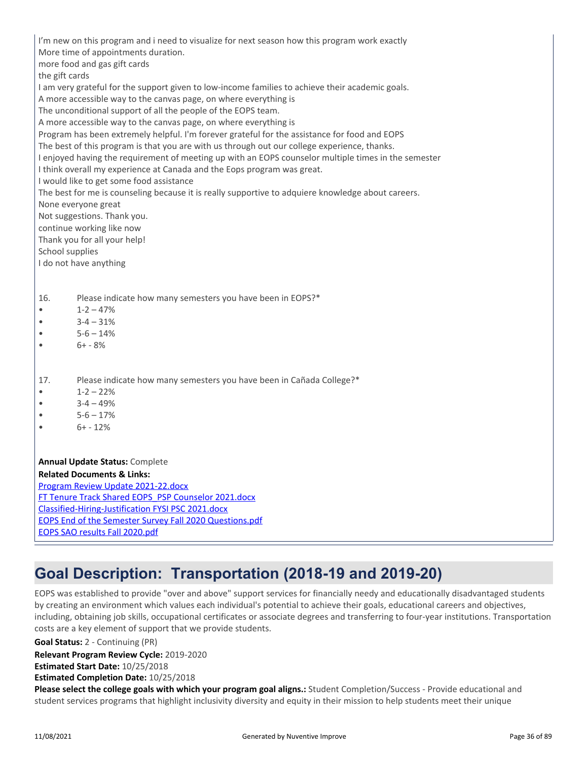I’m new on this program and i need to visualize for next season how this program work exactly
More time of appointments duration.
more food and gas gift cards
the gift cards
I am very grateful for the support given to low-income families to achieve their academic goals.
A more accessible way to the canvas page, on where everything is
The unconditional support of all the people of the EOPS team.
A more accessible way to the canvas page, on where everything is
Program has been extremely helpful. I'm forever grateful for the assistance for food and EOPS
The best of this program is that you are with us through out our college experience, thanks.
I enjoyed having the requirement of meeting up with an EOPS counselor multiple times in the semester
I think overall my experience at Canada and the Eops program was great.
I would like to get some food assistance
The best for me is counseling because it is really supportive to adquiere knowledge about careers.
None everyone great
Not suggestions. Thank you.
continue working like now
Thank you for all your help!
School supplies
I do not have anything

16. Please indicate how many semesters you have been in EOPS?*

- 1-2 – 47%
- 3-4 – 31%
- 5-6 – 14%
- 6+ - 8%

17. Please indicate how many semesters you have been in Cañada College?*

- 1-2 – 22%
- 3-4 – 49%
- 5-6 – 17%
- 6+ - 12%

**Annual Update Status:** Complete
**Related Documents & Links:**
Program Review Update 2021-22.docx
FT Tenure Track Shared EOPS_PSP Counselor 2021.docx
Classified-Hiring-Justification FYSI PSC 2021.docx
EOPS End of the Semester Survey Fall 2020 Questions.pdf
EOPS SAO results Fall 2020.pdf

# Goal Description: Transportation (2018-19 and 2019-20)

EOPS was established to provide "over and above" support services for financially needy and educationally disadvantaged students by creating an environment which values each individual's potential to achieve their goals, educational careers and objectives, including, obtaining job skills, occupational certificates or associate degrees and transferring to four-year institutions. Transportation costs are a key element of support that we provide students.

**Goal Status:** 2 - Continuing (PR)
**Relevant Program Review Cycle:** 2019-2020
**Estimated Start Date:** 10/25/2018
**Estimated Completion Date:** 10/25/2018
**Please select the college goals with which your program goal aligns.:** Student Completion/Success - Provide educational and student services programs that highlight inclusivity diversity and equity in their mission to help students meet their unique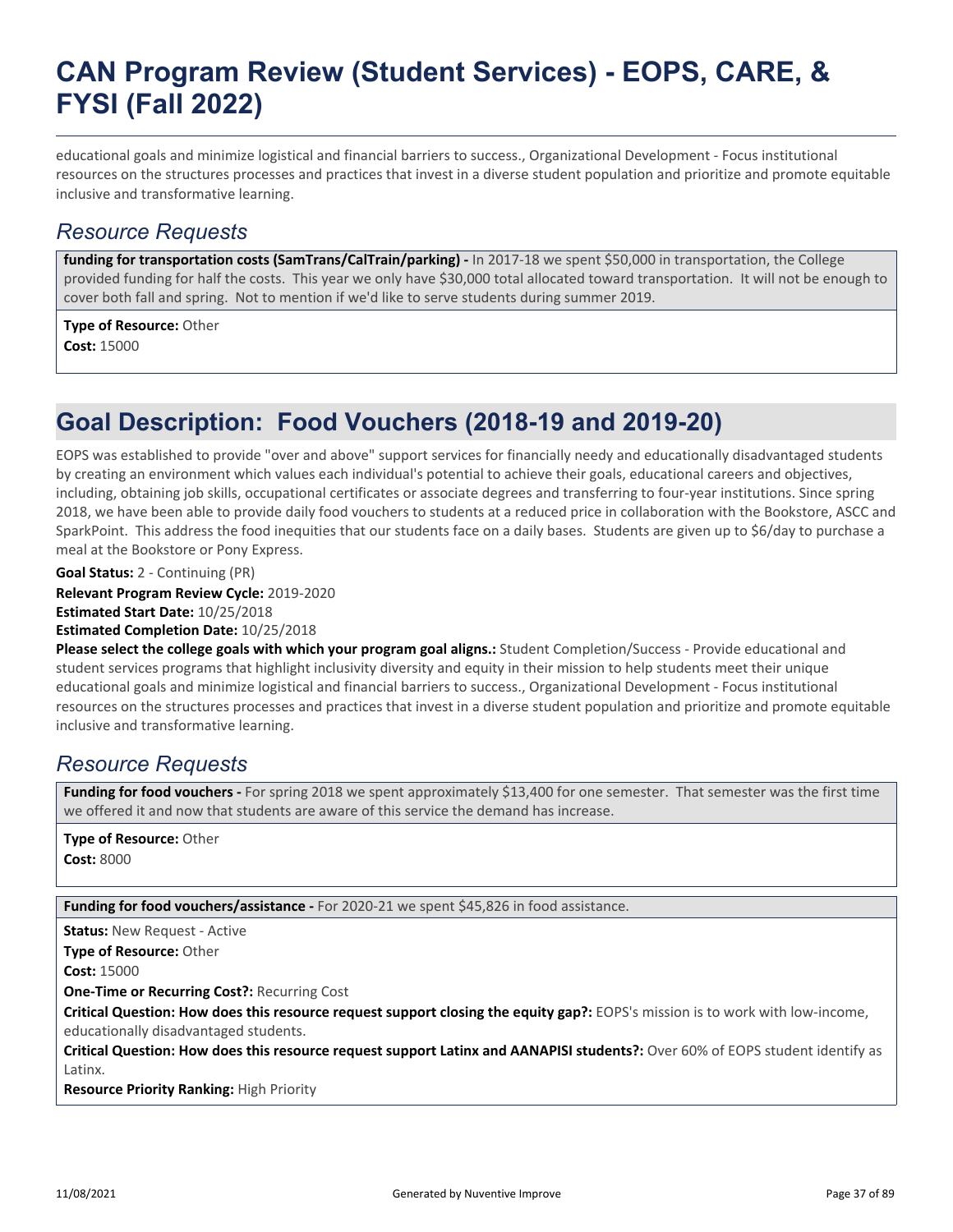educational goals and minimize logistical and financial barriers to success., Organizational Development - Focus institutional resources on the structures processes and practices that invest in a diverse student population and prioritize and promote equitable inclusive and transformative learning.

### *Resource Requests*

**funding for transportation costs (SamTrans/CalTrain/parking) -** In 2017-18 we spent $50,000 in transportation, the College provided funding for half the costs. This year we only have $30,000 total allocated toward transportation. It will not be enough to cover both fall and spring. Not to mention if we'd like to serve students during summer 2019.

**Type of Resource:** Other
**Cost:** 15000

## Goal Description: Food Vouchers (2018-19 and 2019-20)

EOPS was established to provide "over and above" support services for financially needy and educationally disadvantaged students by creating an environment which values each individual's potential to achieve their goals, educational careers and objectives, including, obtaining job skills, occupational certificates or associate degrees and transferring to four-year institutions. Since spring 2018, we have been able to provide daily food vouchers to students at a reduced price in collaboration with the Bookstore, ASCC and SparkPoint. This address the food inequities that our students face on a daily bases. Students are given up to $6/day to purchase a meal at the Bookstore or Pony Express.

**Goal Status:** 2 - Continuing (PR)
**Relevant Program Review Cycle:** 2019-2020
**Estimated Start Date:** 10/25/2018
**Estimated Completion Date:** 10/25/2018
**Please select the college goals with which your program goal aligns.:** Student Completion/Success - Provide educational and student services programs that highlight inclusivity diversity and equity in their mission to help students meet their unique educational goals and minimize logistical and financial barriers to success., Organizational Development - Focus institutional resources on the structures processes and practices that invest in a diverse student population and prioritize and promote equitable inclusive and transformative learning.

### *Resource Requests*

**Funding for food vouchers -** For spring 2018 we spent approximately $13,400 for one semester. That semester was the first time we offered it and now that students are aware of this service the demand has increase.

**Type of Resource:** Other
**Cost:** 8000

**Funding for food vouchers/assistance -** For 2020-21 we spent $45,826 in food assistance.

**Status:** New Request - Active
**Type of Resource:** Other
**Cost:** 15000
**One-Time or Recurring Cost?:** Recurring Cost
**Critical Question: How does this resource request support closing the equity gap?:** EOPS's mission is to work with low-income, educationally disadvantaged students.
**Critical Question: How does this resource request support Latinx and AANAPISI students?:** Over 60% of EOPS student identify as Latinx.
**Resource Priority Ranking:** High Priority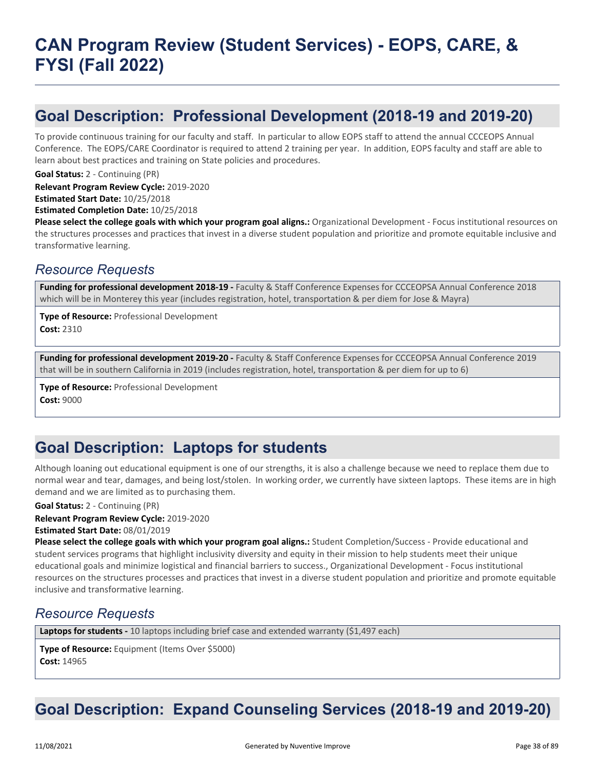# CAN Program Review (Student Services) - EOPS, CARE, & FYSI (Fall 2022)

## Goal Description: Professional Development (2018-19 and 2019-20)

To provide continuous training for our faculty and staff. In particular to allow EOPS staff to attend the annual CCCEOPS Annual Conference. The EOPS/CARE Coordinator is required to attend 2 training per year. In addition, EOPS faculty and staff are able to learn about best practices and training on State policies and procedures.

**Goal Status:** 2 - Continuing (PR)

**Relevant Program Review Cycle:** 2019-2020

**Estimated Start Date:** 10/25/2018

**Estimated Completion Date:** 10/25/2018

**Please select the college goals with which your program goal aligns.:** Organizational Development - Focus institutional resources on the structures processes and practices that invest in a diverse student population and prioritize and promote equitable inclusive and transformative learning.

### *Resource Requests*

**Funding for professional development 2018-19 -** Faculty & Staff Conference Expenses for CCCEOPSA Annual Conference 2018 which will be in Monterey this year (includes registration, hotel, transportation & per diem for Jose & Mayra)

**Type of Resource:** Professional Development

**Cost:** 2310

**Funding for professional development 2019-20 -** Faculty & Staff Conference Expenses for CCCEOPSA Annual Conference 2019 that will be in southern California in 2019 (includes registration, hotel, transportation & per diem for up to 6)

**Type of Resource:** Professional Development

**Cost:** 9000

## Goal Description: Laptops for students

Although loaning out educational equipment is one of our strengths, it is also a challenge because we need to replace them due to normal wear and tear, damages, and being lost/stolen. In working order, we currently have sixteen laptops. These items are in high demand and we are limited as to purchasing them.

**Goal Status:** 2 - Continuing (PR)

**Relevant Program Review Cycle:** 2019-2020

**Estimated Start Date:** 08/01/2019

**Please select the college goals with which your program goal aligns.:** Student Completion/Success - Provide educational and student services programs that highlight inclusivity diversity and equity in their mission to help students meet their unique educational goals and minimize logistical and financial barriers to success., Organizational Development - Focus institutional resources on the structures processes and practices that invest in a diverse student population and prioritize and promote equitable inclusive and transformative learning.

### *Resource Requests*

**Laptops for students -** 10 laptops including brief case and extended warranty ($1,497 each)

**Type of Resource:** Equipment (Items Over $5000)

**Cost:** 14965

## Goal Description: Expand Counseling Services (2018-19 and 2019-20)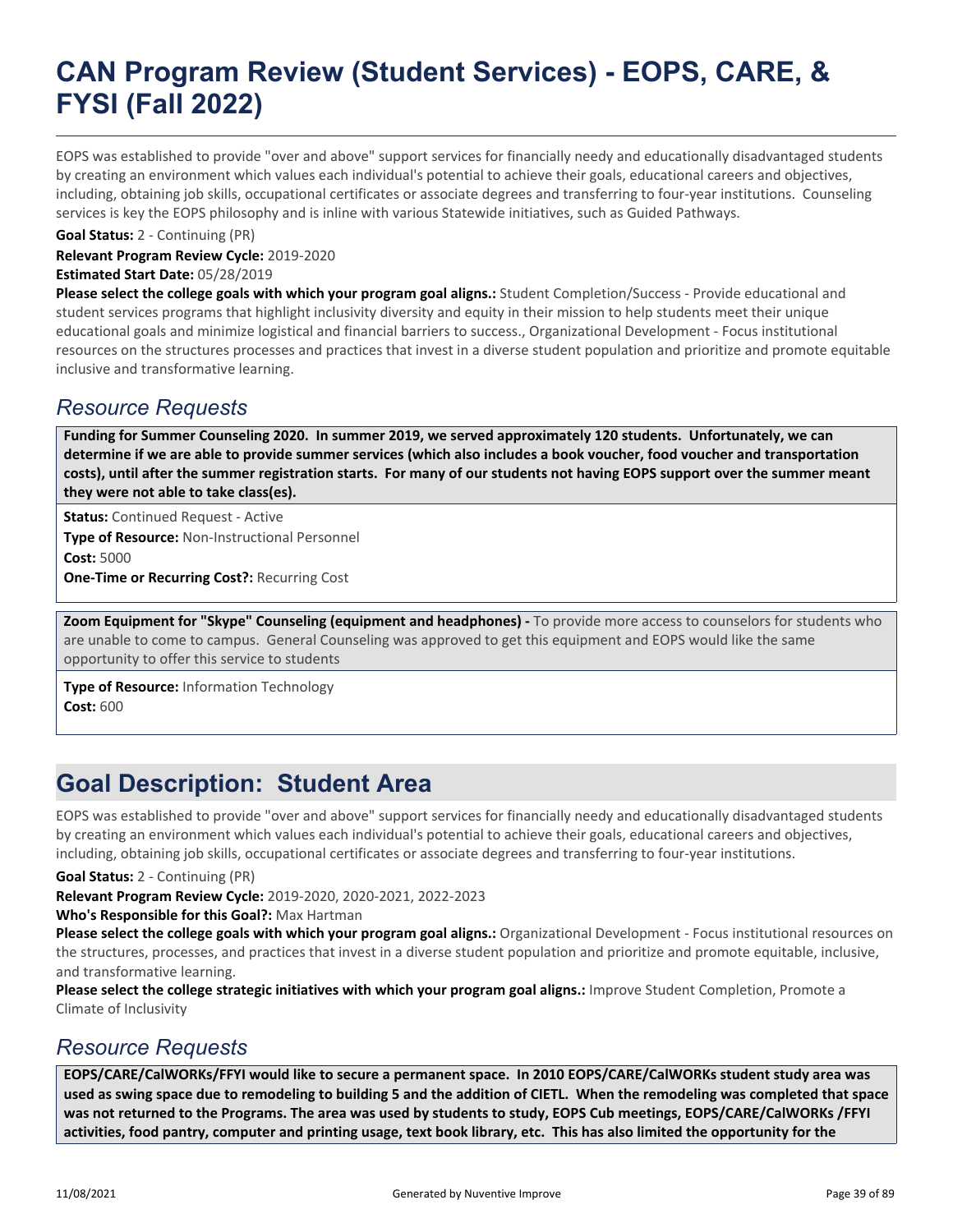# CAN Program Review (Student Services) - EOPS, CARE, & FYSI (Fall 2022)

EOPS was established to provide "over and above" support services for financially needy and educationally disadvantaged students by creating an environment which values each individual's potential to achieve their goals, educational careers and objectives, including, obtaining job skills, occupational certificates or associate degrees and transferring to four-year institutions. Counseling services is key the EOPS philosophy and is inline with various Statewide initiatives, such as Guided Pathways.

**Goal Status:** 2 - Continuing (PR)

**Relevant Program Review Cycle:** 2019-2020

**Estimated Start Date:** 05/28/2019

**Please select the college goals with which your program goal aligns.:** Student Completion/Success - Provide educational and student services programs that highlight inclusivity diversity and equity in their mission to help students meet their unique educational goals and minimize logistical and financial barriers to success., Organizational Development - Focus institutional resources on the structures processes and practices that invest in a diverse student population and prioritize and promote equitable inclusive and transformative learning.

## *Resource Requests*

**Funding for Summer Counseling 2020. In summer 2019, we served approximately 120 students. Unfortunately, we can determine if we are able to provide summer services (which also includes a book voucher, food voucher and transportation costs), until after the summer registration starts. For many of our students not having EOPS support over the summer meant they were not able to take class(es).**

**Status:** Continued Request - Active

**Type of Resource:** Non-Instructional Personnel

**Cost:** 5000

**One-Time or Recurring Cost?:** Recurring Cost

**Zoom Equipment for "Skype" Counseling (equipment and headphones) -** To provide more access to counselors for students who are unable to come to campus. General Counseling was approved to get this equipment and EOPS would like the same opportunity to offer this service to students

**Type of Resource:** Information Technology

**Cost:** 600

## Goal Description: Student Area

EOPS was established to provide "over and above" support services for financially needy and educationally disadvantaged students by creating an environment which values each individual's potential to achieve their goals, educational careers and objectives, including, obtaining job skills, occupational certificates or associate degrees and transferring to four-year institutions.

**Goal Status:** 2 - Continuing (PR)

**Relevant Program Review Cycle:** 2019-2020, 2020-2021, 2022-2023

**Who's Responsible for this Goal?:** Max Hartman

**Please select the college goals with which your program goal aligns.:** Organizational Development - Focus institutional resources on the structures, processes, and practices that invest in a diverse student population and prioritize and promote equitable, inclusive, and transformative learning.

**Please select the college strategic initiatives with which your program goal aligns.:** Improve Student Completion, Promote a Climate of Inclusivity

## *Resource Requests*

**EOPS/CARE/CalWORKs/FFYI would like to secure a permanent space. In 2010 EOPS/CARE/CalWORKs student study area was used as swing space due to remodeling to building 5 and the addition of CIETL. When the remodeling was completed that space was not returned to the Programs. The area was used by students to study, EOPS Cub meetings, EOPS/CARE/CalWORKs /FFYI activities, food pantry, computer and printing usage, text book library, etc. This has also limited the opportunity for the**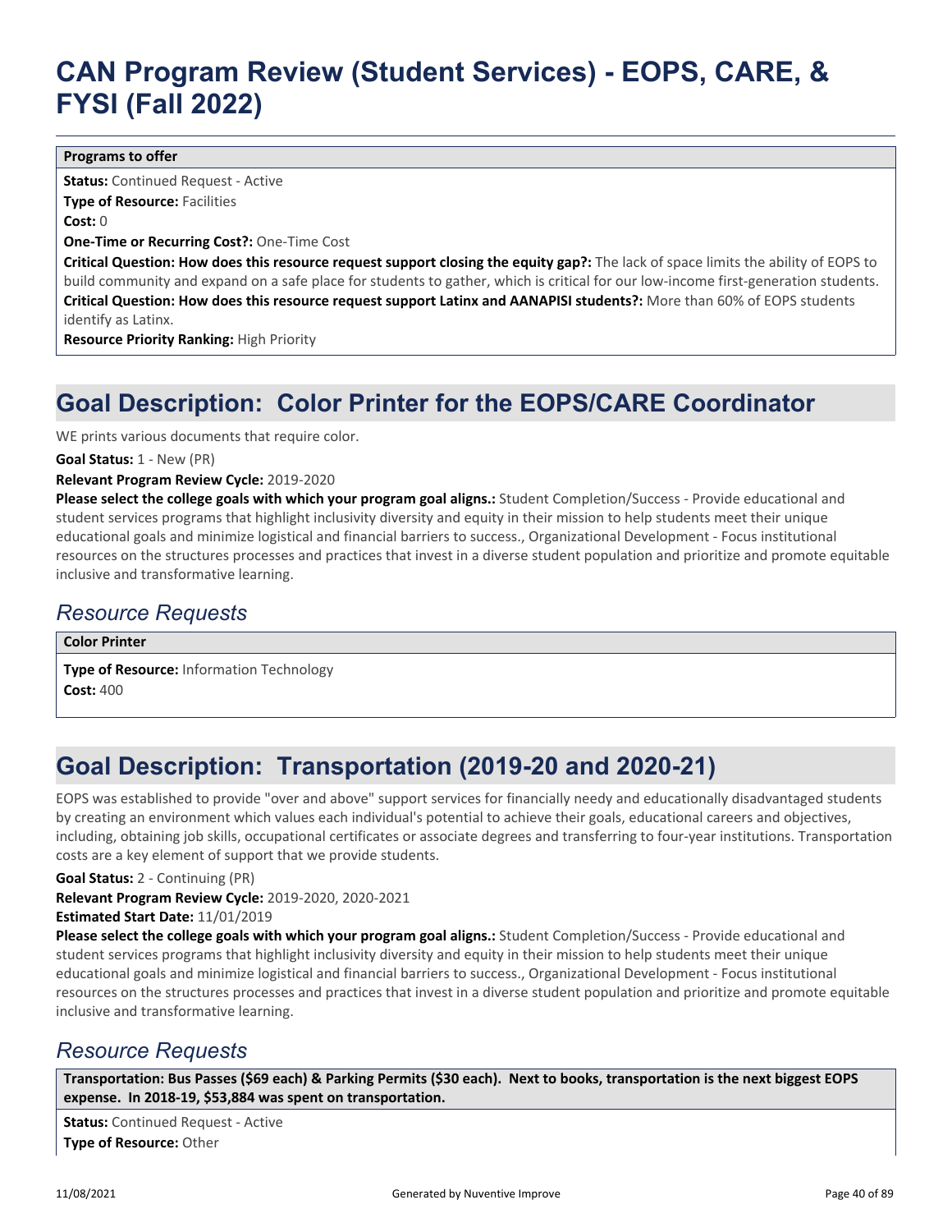# CAN Program Review (Student Services) - EOPS, CARE, & FYSI (Fall 2022)

**Programs to offer**

**Status:** Continued Request - Active
**Type of Resource:** Facilities
**Cost:** 0
**One-Time or Recurring Cost?:** One-Time Cost
**Critical Question: How does this resource request support closing the equity gap?:** The lack of space limits the ability of EOPS to build community and expand on a safe place for students to gather, which is critical for our low-income first-generation students.
**Critical Question: How does this resource request support Latinx and AANAPISI students?:** More than 60% of EOPS students identify as Latinx.
**Resource Priority Ranking:** High Priority

## Goal Description: Color Printer for the EOPS/CARE Coordinator

WE prints various documents that require color.

**Goal Status:** 1 - New (PR)

**Relevant Program Review Cycle:** 2019-2020

**Please select the college goals with which your program goal aligns.:** Student Completion/Success - Provide educational and student services programs that highlight inclusivity diversity and equity in their mission to help students meet their unique educational goals and minimize logistical and financial barriers to success., Organizational Development - Focus institutional resources on the structures processes and practices that invest in a diverse student population and prioritize and promote equitable inclusive and transformative learning.

### *Resource Requests*

**Color Printer**

**Type of Resource:** Information Technology
**Cost:** 400

## Goal Description: Transportation (2019-20 and 2020-21)

EOPS was established to provide "over and above" support services for financially needy and educationally disadvantaged students by creating an environment which values each individual's potential to achieve their goals, educational careers and objectives, including, obtaining job skills, occupational certificates or associate degrees and transferring to four-year institutions. Transportation costs are a key element of support that we provide students.

**Goal Status:** 2 - Continuing (PR)

**Relevant Program Review Cycle:** 2019-2020, 2020-2021

**Estimated Start Date:** 11/01/2019

**Please select the college goals with which your program goal aligns.:** Student Completion/Success - Provide educational and student services programs that highlight inclusivity diversity and equity in their mission to help students meet their unique educational goals and minimize logistical and financial barriers to success., Organizational Development - Focus institutional resources on the structures processes and practices that invest in a diverse student population and prioritize and promote equitable inclusive and transformative learning.

### *Resource Requests*

**Transportation: Bus Passes ($69 each) & Parking Permits ($30 each). Next to books, transportation is the next biggest EOPS expense. In 2018-19, $53,884 was spent on transportation.**

**Status:** Continued Request - Active
**Type of Resource:** Other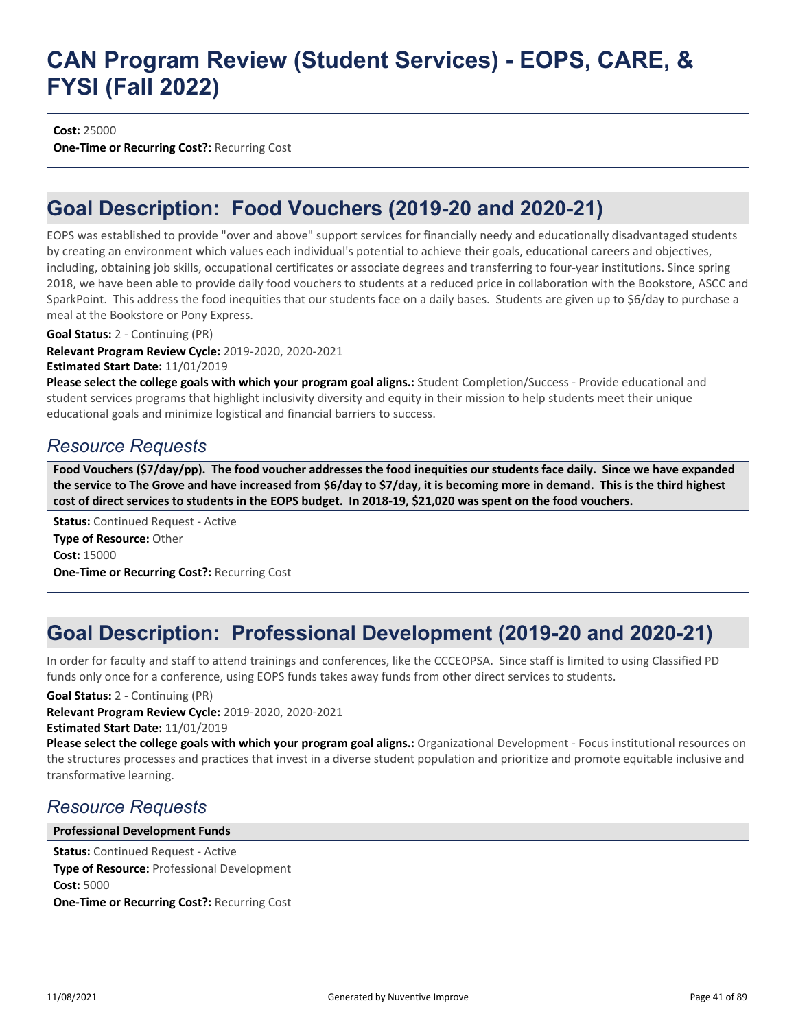**Cost:** 25000
**One-Time or Recurring Cost?:** Recurring Cost

## Goal Description: Food Vouchers (2019-20 and 2020-21)

EOPS was established to provide "over and above" support services for financially needy and educationally disadvantaged students by creating an environment which values each individual's potential to achieve their goals, educational careers and objectives, including, obtaining job skills, occupational certificates or associate degrees and transferring to four-year institutions. Since spring 2018, we have been able to provide daily food vouchers to students at a reduced price in collaboration with the Bookstore, ASCC and SparkPoint. This address the food inequities that our students face on a daily bases. Students are given up to $6/day to purchase a meal at the Bookstore or Pony Express.

**Goal Status:** 2 - Continuing (PR)
**Relevant Program Review Cycle:** 2019-2020, 2020-2021
**Estimated Start Date:** 11/01/2019
**Please select the college goals with which your program goal aligns.:** Student Completion/Success - Provide educational and student services programs that highlight inclusivity diversity and equity in their mission to help students meet their unique educational goals and minimize logistical and financial barriers to success.

### *Resource Requests*

**Food Vouchers ($7/day/pp). The food voucher addresses the food inequities our students face daily. Since we have expanded the service to The Grove and have increased from $6/day to $7/day, it is becoming more in demand. This is the third highest cost of direct services to students in the EOPS budget. In 2018-19, $21,020 was spent on the food vouchers.**

**Status:** Continued Request - Active
**Type of Resource:** Other
**Cost:** 15000
**One-Time or Recurring Cost?:** Recurring Cost

## Goal Description: Professional Development (2019-20 and 2020-21)

In order for faculty and staff to attend trainings and conferences, like the CCCEOPSA. Since staff is limited to using Classified PD funds only once for a conference, using EOPS funds takes away funds from other direct services to students.

**Goal Status:** 2 - Continuing (PR)
**Relevant Program Review Cycle:** 2019-2020, 2020-2021
**Estimated Start Date:** 11/01/2019
**Please select the college goals with which your program goal aligns.:** Organizational Development - Focus institutional resources on the structures processes and practices that invest in a diverse student population and prioritize and promote equitable inclusive and transformative learning.

### *Resource Requests*

**Professional Development Funds**

**Status:** Continued Request - Active
**Type of Resource:** Professional Development
**Cost:** 5000
**One-Time or Recurring Cost?:** Recurring Cost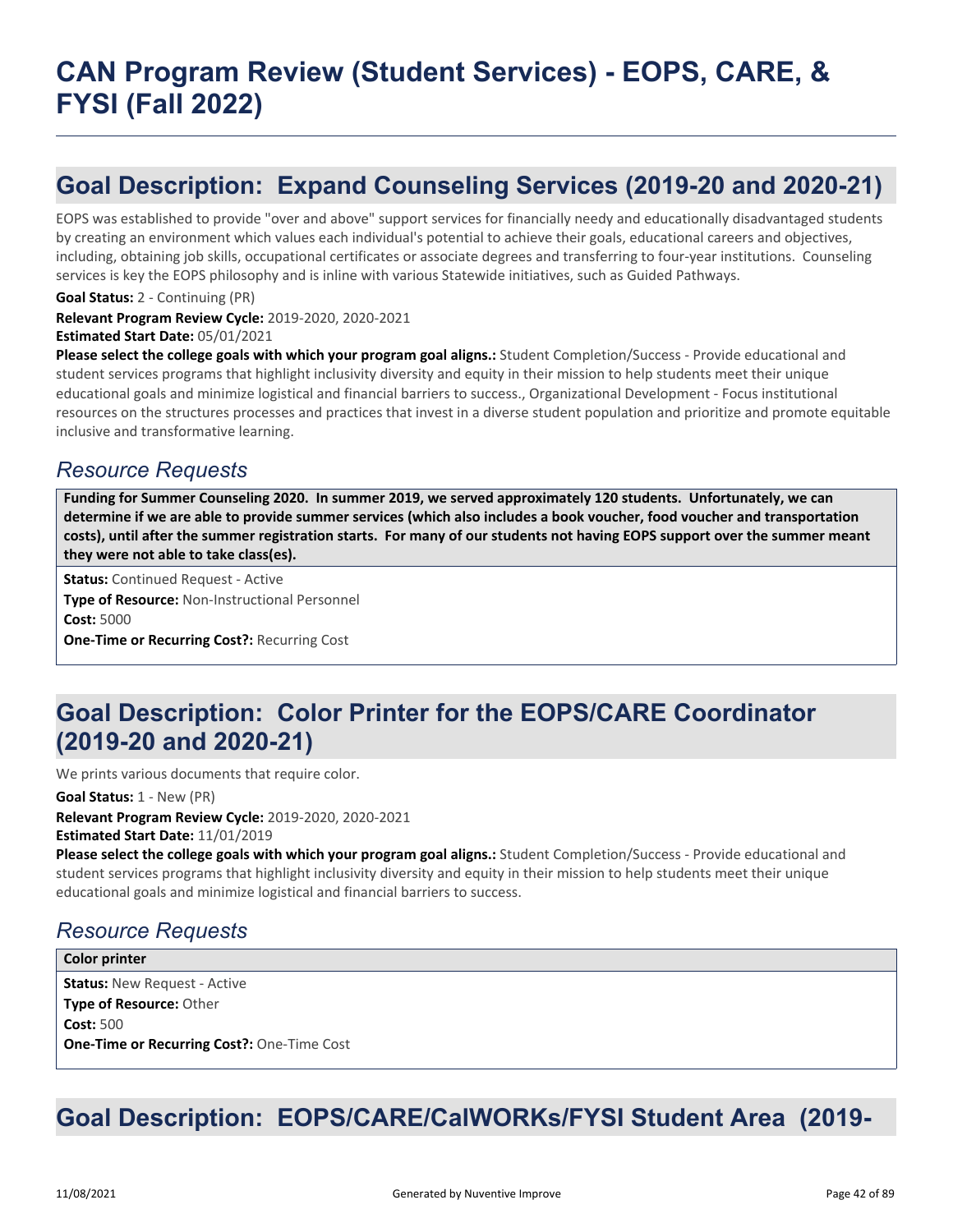# CAN Program Review (Student Services) - EOPS, CARE, & FYSI (Fall 2022)

## Goal Description: Expand Counseling Services (2019-20 and 2020-21)

EOPS was established to provide "over and above" support services for financially needy and educationally disadvantaged students by creating an environment which values each individual's potential to achieve their goals, educational careers and objectives, including, obtaining job skills, occupational certificates or associate degrees and transferring to four-year institutions. Counseling services is key the EOPS philosophy and is inline with various Statewide initiatives, such as Guided Pathways.

**Goal Status:** 2 - Continuing (PR)

**Relevant Program Review Cycle:** 2019-2020, 2020-2021

**Estimated Start Date:** 05/01/2021

**Please select the college goals with which your program goal aligns.:** Student Completion/Success - Provide educational and student services programs that highlight inclusivity diversity and equity in their mission to help students meet their unique educational goals and minimize logistical and financial barriers to success., Organizational Development - Focus institutional resources on the structures processes and practices that invest in a diverse student population and prioritize and promote equitable inclusive and transformative learning.

### *Resource Requests*

**Funding for Summer Counseling 2020. In summer 2019, we served approximately 120 students. Unfortunately, we can determine if we are able to provide summer services (which also includes a book voucher, food voucher and transportation costs), until after the summer registration starts. For many of our students not having EOPS support over the summer meant they were not able to take class(es).**

**Status:** Continued Request - Active

**Type of Resource:** Non-Instructional Personnel

**Cost:** 5000

**One-Time or Recurring Cost?:** Recurring Cost

## Goal Description: Color Printer for the EOPS/CARE Coordinator (2019-20 and 2020-21)

We prints various documents that require color.

**Goal Status:** 1 - New (PR)

**Relevant Program Review Cycle:** 2019-2020, 2020-2021

**Estimated Start Date:** 11/01/2019

**Please select the college goals with which your program goal aligns.:** Student Completion/Success - Provide educational and student services programs that highlight inclusivity diversity and equity in their mission to help students meet their unique educational goals and minimize logistical and financial barriers to success.

### *Resource Requests*

**Color printer**

**Status:** New Request - Active

**Type of Resource:** Other

**Cost:** 500

**One-Time or Recurring Cost?:** One-Time Cost

## Goal Description: EOPS/CARE/CalWORKs/FYSI Student Area (2019-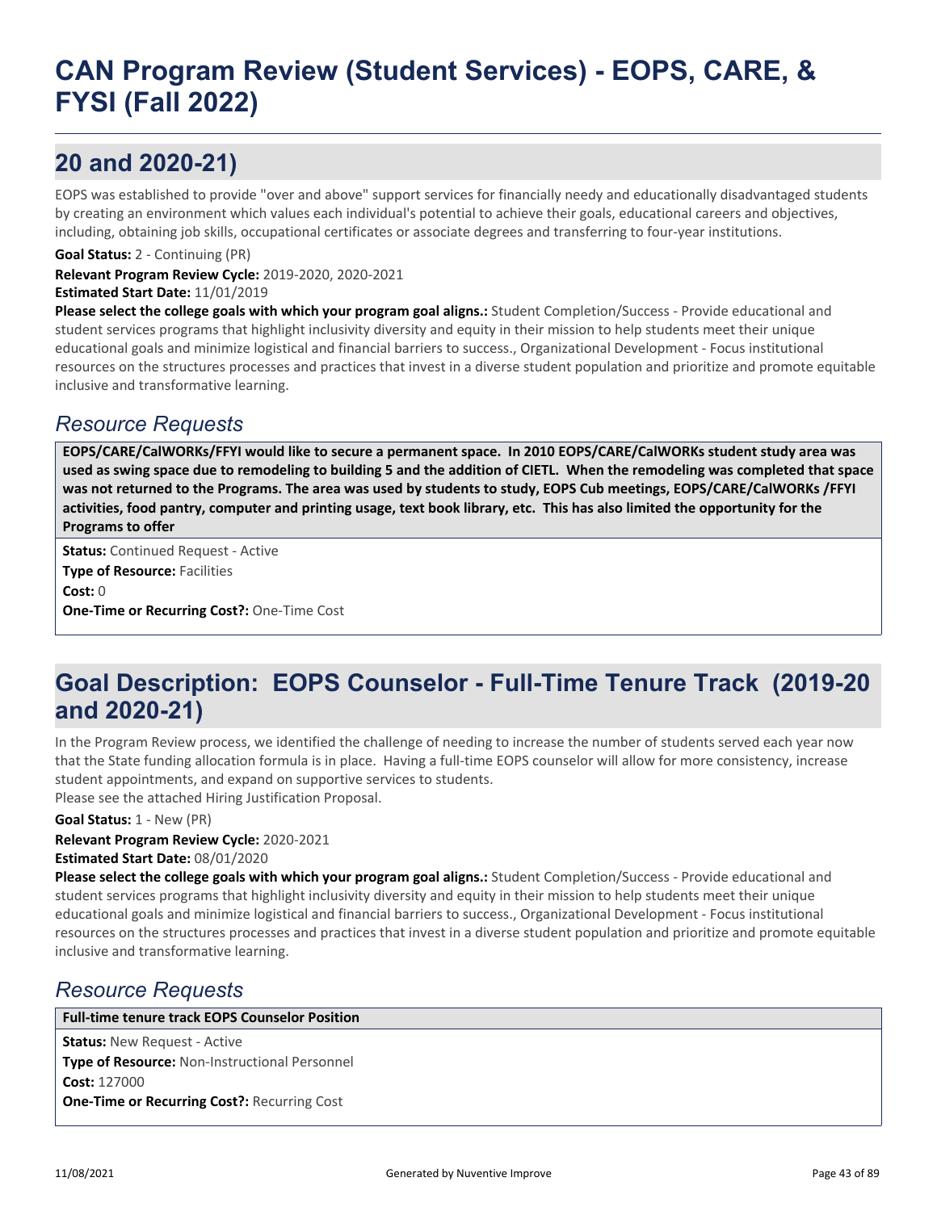# CAN Program Review (Student Services) - EOPS, CARE, & FYSI (Fall 2022)

## 20 and 2020-21)

EOPS was established to provide "over and above" support services for financially needy and educationally disadvantaged students by creating an environment which values each individual's potential to achieve their goals, educational careers and objectives, including, obtaining job skills, occupational certificates or associate degrees and transferring to four-year institutions.

**Goal Status:** 2 - Continuing (PR)

**Relevant Program Review Cycle:** 2019-2020, 2020-2021

**Estimated Start Date:** 11/01/2019

**Please select the college goals with which your program goal aligns.:** Student Completion/Success - Provide educational and student services programs that highlight inclusivity diversity and equity in their mission to help students meet their unique educational goals and minimize logistical and financial barriers to success., Organizational Development - Focus institutional resources on the structures processes and practices that invest in a diverse student population and prioritize and promote equitable inclusive and transformative learning.

### *Resource Requests*

**EOPS/CARE/CalWORKs/FFYI would like to secure a permanent space. In 2010 EOPS/CARE/CalWORKs student study area was used as swing space due to remodeling to building 5 and the addition of CIETL. When the remodeling was completed that space was not returned to the Programs. The area was used by students to study, EOPS Cub meetings, EOPS/CARE/CalWORKs /FFYI activities, food pantry, computer and printing usage, text book library, etc. This has also limited the opportunity for the Programs to offer**

**Status:** Continued Request - Active

**Type of Resource:** Facilities

**Cost:** 0

**One-Time or Recurring Cost?:** One-Time Cost

## Goal Description: EOPS Counselor - Full-Time Tenure Track (2019-20 and 2020-21)

In the Program Review process, we identified the challenge of needing to increase the number of students served each year now that the State funding allocation formula is in place. Having a full-time EOPS counselor will allow for more consistency, increase student appointments, and expand on supportive services to students.
Please see the attached Hiring Justification Proposal.

**Goal Status:** 1 - New (PR)

**Relevant Program Review Cycle:** 2020-2021

**Estimated Start Date:** 08/01/2020

**Please select the college goals with which your program goal aligns.:** Student Completion/Success - Provide educational and student services programs that highlight inclusivity diversity and equity in their mission to help students meet their unique educational goals and minimize logistical and financial barriers to success., Organizational Development - Focus institutional resources on the structures processes and practices that invest in a diverse student population and prioritize and promote equitable inclusive and transformative learning.

### *Resource Requests*

**Full-time tenure track EOPS Counselor Position**

**Status:** New Request - Active

**Type of Resource:** Non-Instructional Personnel

**Cost:** 127000

**One-Time or Recurring Cost?:** Recurring Cost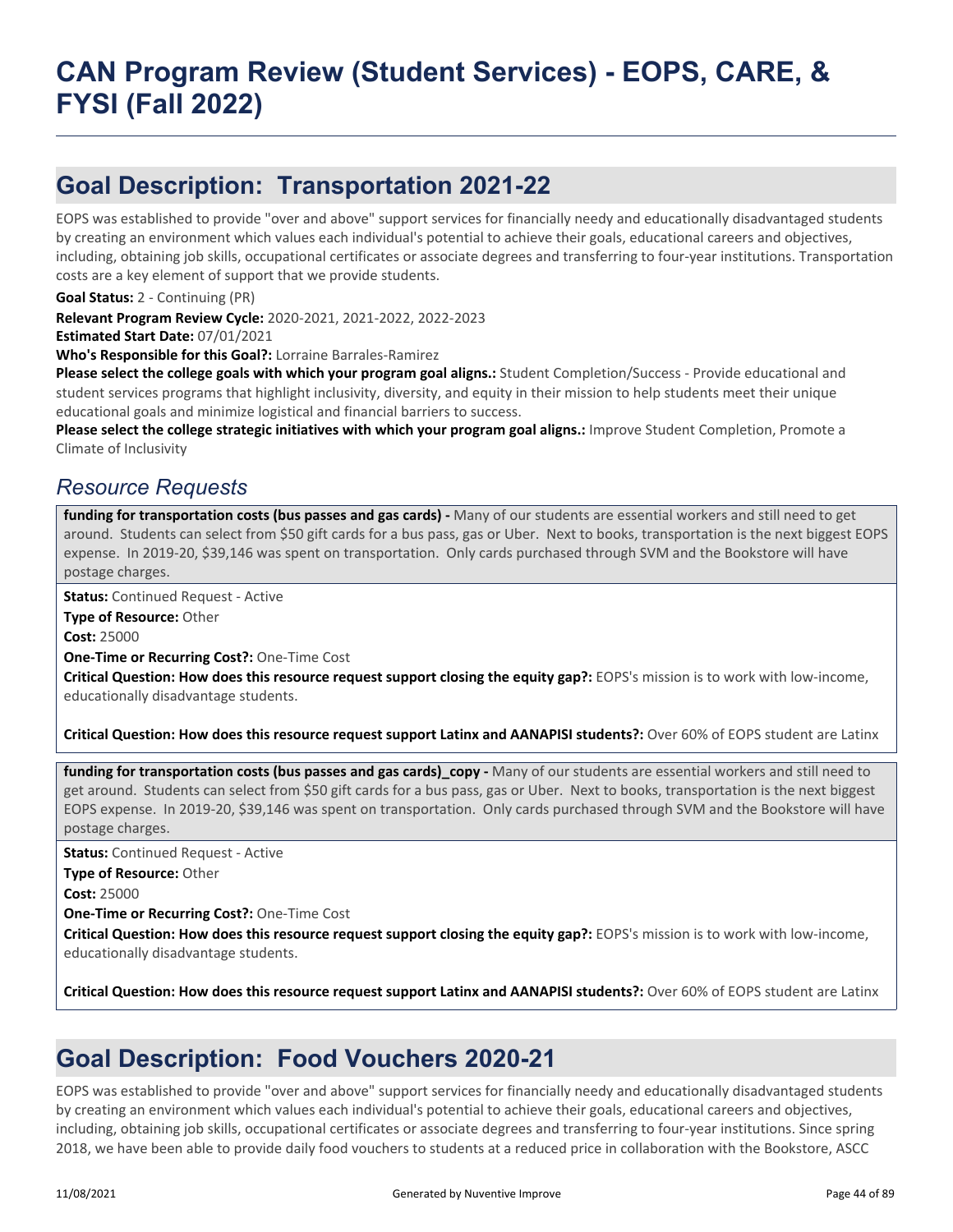# CAN Program Review (Student Services) - EOPS, CARE, & FYSI (Fall 2022)

## Goal Description: Transportation 2021-22

EOPS was established to provide "over and above" support services for financially needy and educationally disadvantaged students by creating an environment which values each individual's potential to achieve their goals, educational careers and objectives, including, obtaining job skills, occupational certificates or associate degrees and transferring to four-year institutions. Transportation costs are a key element of support that we provide students.

**Goal Status:** 2 - Continuing (PR)

**Relevant Program Review Cycle:** 2020-2021, 2021-2022, 2022-2023

**Estimated Start Date:** 07/01/2021

**Who's Responsible for this Goal?:** Lorraine Barrales-Ramirez

**Please select the college goals with which your program goal aligns.:** Student Completion/Success - Provide educational and student services programs that highlight inclusivity, diversity, and equity in their mission to help students meet their unique educational goals and minimize logistical and financial barriers to success.

**Please select the college strategic initiatives with which your program goal aligns.:** Improve Student Completion, Promote a Climate of Inclusivity

### *Resource Requests*

**funding for transportation costs (bus passes and gas cards) -** Many of our students are essential workers and still need to get around. Students can select from $50 gift cards for a bus pass, gas or Uber. Next to books, transportation is the next biggest EOPS expense. In 2019-20, $39,146 was spent on transportation. Only cards purchased through SVM and the Bookstore will have postage charges.

**Status:** Continued Request - Active

**Type of Resource:** Other

**Cost:** 25000

**One-Time or Recurring Cost?:** One-Time Cost

**Critical Question: How does this resource request support closing the equity gap?:** EOPS's mission is to work with low-income, educationally disadvantage students.

**Critical Question: How does this resource request support Latinx and AANAPISI students?:** Over 60% of EOPS student are Latinx

**funding for transportation costs (bus passes and gas cards)_copy -** Many of our students are essential workers and still need to get around. Students can select from $50 gift cards for a bus pass, gas or Uber. Next to books, transportation is the next biggest EOPS expense. In 2019-20, $39,146 was spent on transportation. Only cards purchased through SVM and the Bookstore will have postage charges.

**Status:** Continued Request - Active

**Type of Resource:** Other

**Cost:** 25000

**One-Time or Recurring Cost?:** One-Time Cost

**Critical Question: How does this resource request support closing the equity gap?:** EOPS's mission is to work with low-income, educationally disadvantage students.

**Critical Question: How does this resource request support Latinx and AANAPISI students?:** Over 60% of EOPS student are Latinx

## Goal Description: Food Vouchers 2020-21

EOPS was established to provide "over and above" support services for financially needy and educationally disadvantaged students by creating an environment which values each individual's potential to achieve their goals, educational careers and objectives, including, obtaining job skills, occupational certificates or associate degrees and transferring to four-year institutions. Since spring 2018, we have been able to provide daily food vouchers to students at a reduced price in collaboration with the Bookstore, ASCC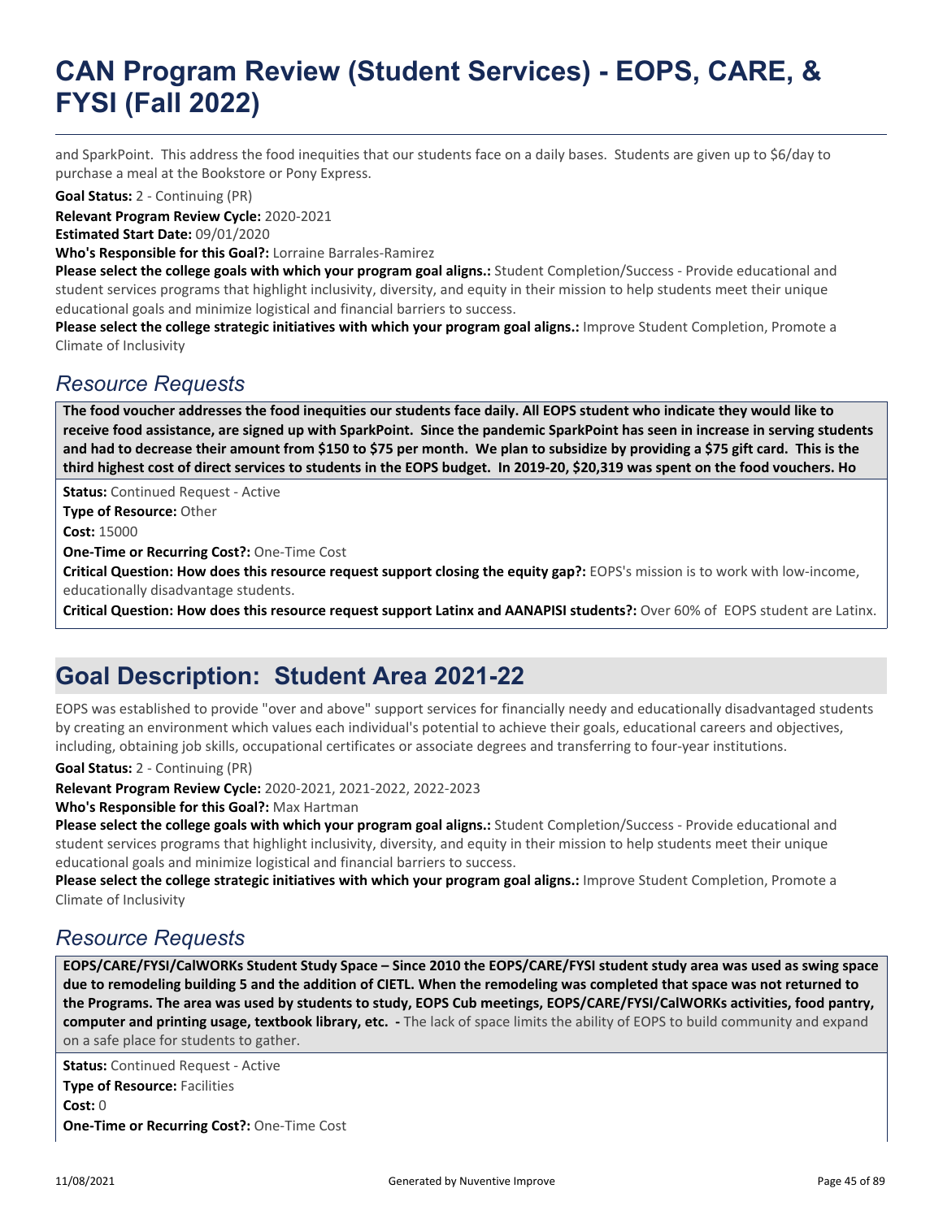and SparkPoint.  This address the food inequities that our students face on a daily bases.  Students are given up to $6/day to purchase a meal at the Bookstore or Pony Express.

**Goal Status:** 2 - Continuing (PR)

**Relevant Program Review Cycle:** 2020-2021

**Estimated Start Date:** 09/01/2020

**Who's Responsible for this Goal?:** Lorraine Barrales-Ramirez

**Please select the college goals with which your program goal aligns.:** Student Completion/Success - Provide educational and student services programs that highlight inclusivity, diversity, and equity in their mission to help students meet their unique educational goals and minimize logistical and financial barriers to success.

**Please select the college strategic initiatives with which your program goal aligns.:** Improve Student Completion, Promote a Climate of Inclusivity

## *Resource Requests*

**The food voucher addresses the food inequities our students face daily. All EOPS student who indicate they would like to receive food assistance, are signed up with SparkPoint.  Since the pandemic SparkPoint has seen in increase in serving students and had to decrease their amount from $150 to $75 per month.  We plan to subsidize by providing a $75 gift card.  This is the third highest cost of direct services to students in the EOPS budget.  In 2019-20, $20,319 was spent on the food vouchers. Ho**

**Status:** Continued Request - Active

**Type of Resource:** Other

**Cost:** 15000

**One-Time or Recurring Cost?:** One-Time Cost

**Critical Question: How does this resource request support closing the equity gap?:** EOPS's mission is to work with low-income, educationally disadvantage students.

**Critical Question: How does this resource request support Latinx and AANAPISI students?:** Over 60% of  EOPS student are Latinx.

# Goal Description:  Student Area 2021-22

EOPS was established to provide "over and above" support services for financially needy and educationally disadvantaged students by creating an environment which values each individual's potential to achieve their goals, educational careers and objectives, including, obtaining job skills, occupational certificates or associate degrees and transferring to four-year institutions.

**Goal Status:** 2 - Continuing (PR)

**Relevant Program Review Cycle:** 2020-2021, 2021-2022, 2022-2023

**Who's Responsible for this Goal?:** Max Hartman

**Please select the college goals with which your program goal aligns.:** Student Completion/Success - Provide educational and student services programs that highlight inclusivity, diversity, and equity in their mission to help students meet their unique educational goals and minimize logistical and financial barriers to success.

**Please select the college strategic initiatives with which your program goal aligns.:** Improve Student Completion, Promote a Climate of Inclusivity

## *Resource Requests*

**EOPS/CARE/FYSI/CalWORKs Student Study Space – Since 2010 the EOPS/CARE/FYSI student study area was used as swing space due to remodeling building 5 and the addition of CIETL. When the remodeling was completed that space was not returned to the Programs. The area was used by students to study, EOPS Cub meetings, EOPS/CARE/FYSI/CalWORKs activities, food pantry, computer and printing usage, textbook library, etc.  -** The lack of space limits the ability of EOPS to build community and expand on a safe place for students to gather.

**Status:** Continued Request - Active

**Type of Resource:** Facilities

**Cost:** 0

**One-Time or Recurring Cost?:** One-Time Cost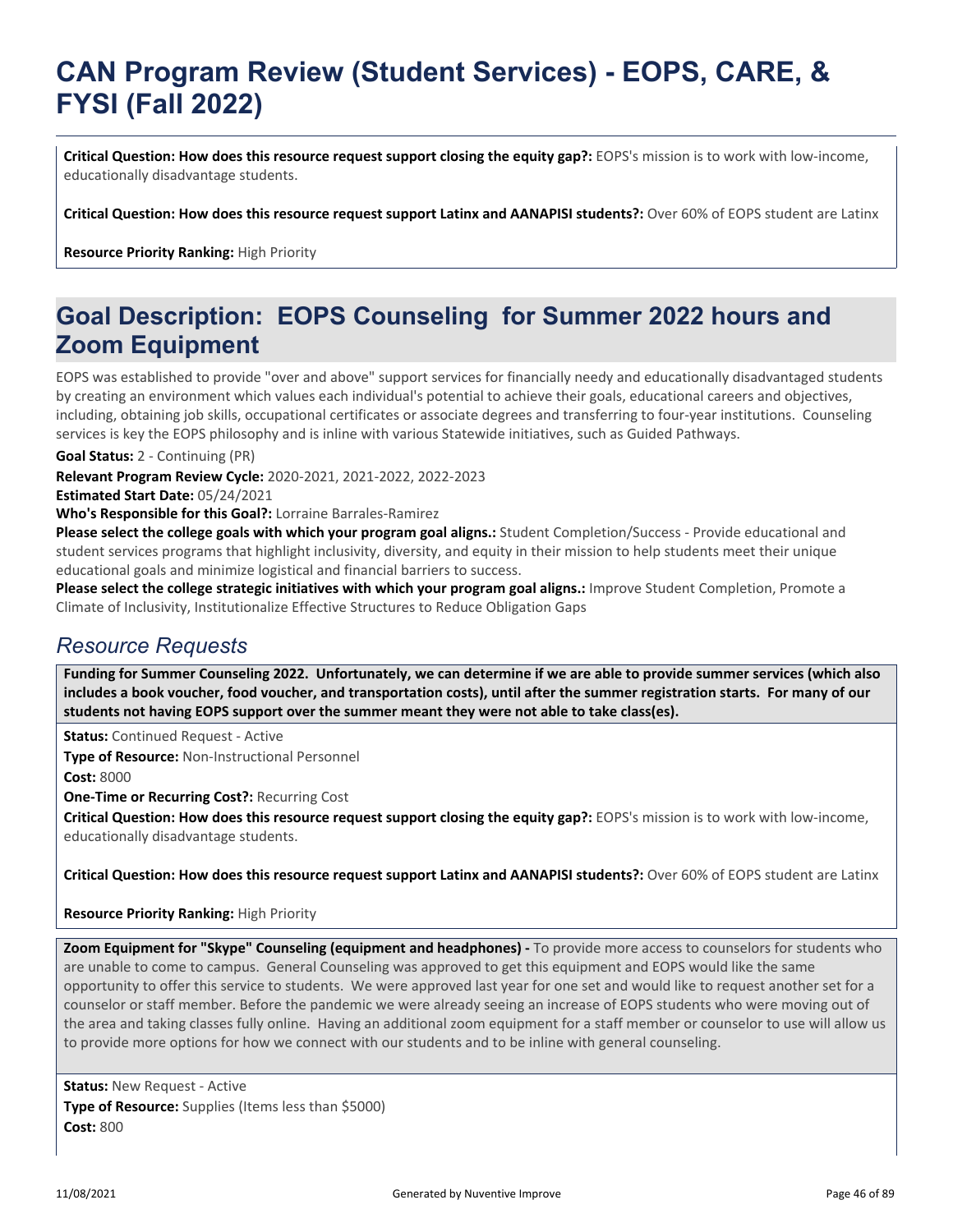# CAN Program Review (Student Services) - EOPS, CARE, & FYSI (Fall 2022)

**Critical Question: How does this resource request support closing the equity gap?:** EOPS's mission is to work with low-income, educationally disadvantage students.

**Critical Question: How does this resource request support Latinx and AANAPISI students?:** Over 60% of EOPS student are Latinx

**Resource Priority Ranking:** High Priority

## Goal Description: EOPS Counseling for Summer 2022 hours and Zoom Equipment

EOPS was established to provide "over and above" support services for financially needy and educationally disadvantaged students by creating an environment which values each individual's potential to achieve their goals, educational careers and objectives, including, obtaining job skills, occupational certificates or associate degrees and transferring to four-year institutions. Counseling services is key the EOPS philosophy and is inline with various Statewide initiatives, such as Guided Pathways.

**Goal Status:** 2 - Continuing (PR)
**Relevant Program Review Cycle:** 2020-2021, 2021-2022, 2022-2023
**Estimated Start Date:** 05/24/2021
**Who's Responsible for this Goal?:** Lorraine Barrales-Ramirez
**Please select the college goals with which your program goal aligns.:** Student Completion/Success - Provide educational and student services programs that highlight inclusivity, diversity, and equity in their mission to help students meet their unique educational goals and minimize logistical and financial barriers to success.
**Please select the college strategic initiatives with which your program goal aligns.:** Improve Student Completion, Promote a Climate of Inclusivity, Institutionalize Effective Structures to Reduce Obligation Gaps

### *Resource Requests*

**Funding for Summer Counseling 2022. Unfortunately, we can determine if we are able to provide summer services (which also includes a book voucher, food voucher, and transportation costs), until after the summer registration starts. For many of our students not having EOPS support over the summer meant they were not able to take class(es).**

**Status:** Continued Request - Active
**Type of Resource:** Non-Instructional Personnel
**Cost:** 8000
**One-Time or Recurring Cost?:** Recurring Cost
**Critical Question: How does this resource request support closing the equity gap?:** EOPS's mission is to work with low-income, educationally disadvantage students.

**Critical Question: How does this resource request support Latinx and AANAPISI students?:** Over 60% of EOPS student are Latinx

**Resource Priority Ranking:** High Priority

**Zoom Equipment for "Skype" Counseling (equipment and headphones) -** To provide more access to counselors for students who are unable to come to campus. General Counseling was approved to get this equipment and EOPS would like the same opportunity to offer this service to students. We were approved last year for one set and would like to request another set for a counselor or staff member. Before the pandemic we were already seeing an increase of EOPS students who were moving out of the area and taking classes fully online. Having an additional zoom equipment for a staff member or counselor to use will allow us to provide more options for how we connect with our students and to be inline with general counseling.

**Status:** New Request - Active
**Type of Resource:** Supplies (Items less than $5000)
**Cost:** 800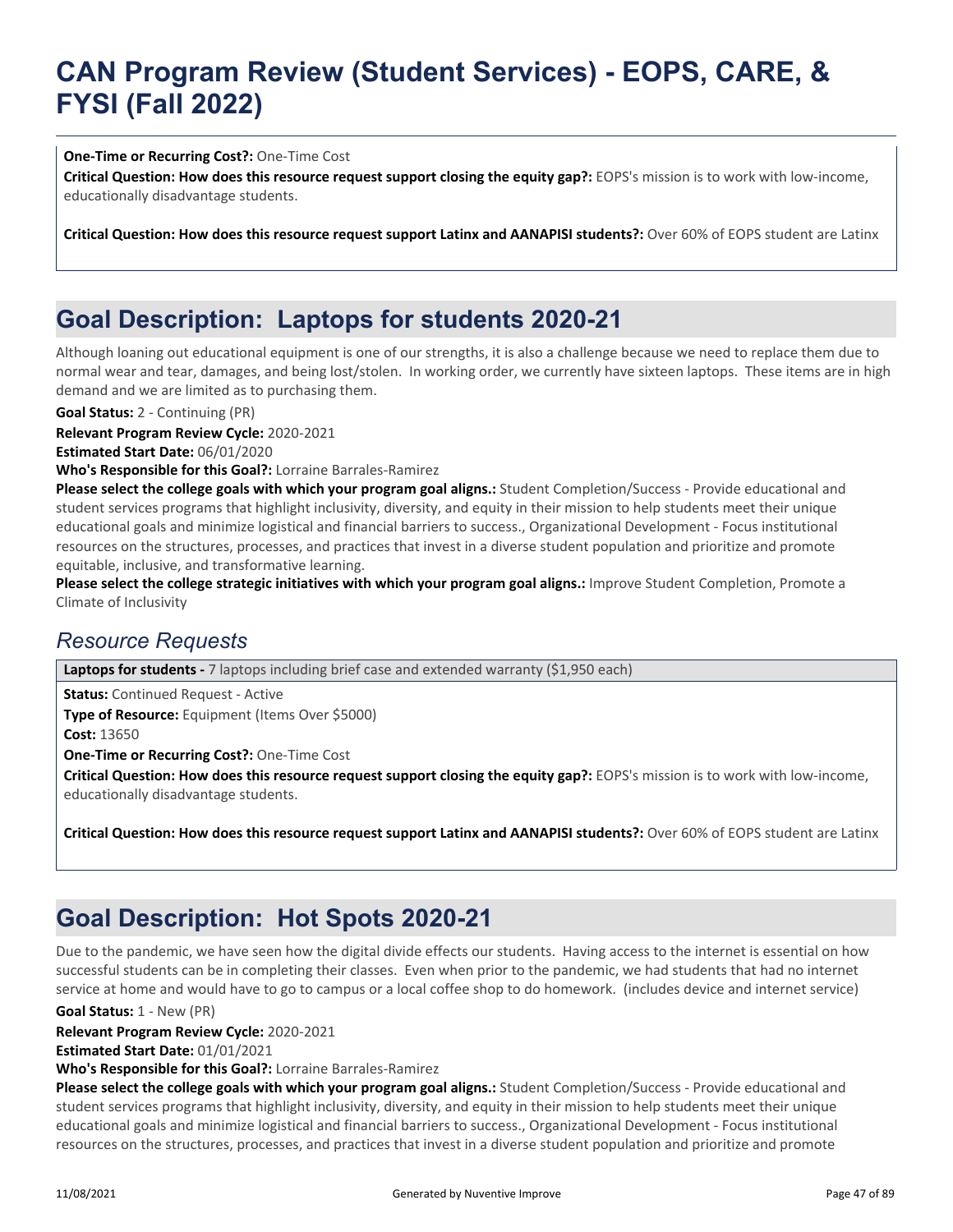**One-Time or Recurring Cost?:** One-Time Cost

**Critical Question: How does this resource request support closing the equity gap?:** EOPS's mission is to work with low-income, educationally disadvantage students.

**Critical Question: How does this resource request support Latinx and AANAPISI students?:** Over 60% of EOPS student are Latinx

## Goal Description: Laptops for students 2020-21

Although loaning out educational equipment is one of our strengths, it is also a challenge because we need to replace them due to normal wear and tear, damages, and being lost/stolen. In working order, we currently have sixteen laptops. These items are in high demand and we are limited as to purchasing them.

**Goal Status:** 2 - Continuing (PR)

**Relevant Program Review Cycle:** 2020-2021

**Estimated Start Date:** 06/01/2020

**Who's Responsible for this Goal?:** Lorraine Barrales-Ramirez

**Please select the college goals with which your program goal aligns.:** Student Completion/Success - Provide educational and student services programs that highlight inclusivity, diversity, and equity in their mission to help students meet their unique educational goals and minimize logistical and financial barriers to success., Organizational Development - Focus institutional resources on the structures, processes, and practices that invest in a diverse student population and prioritize and promote equitable, inclusive, and transformative learning.

**Please select the college strategic initiatives with which your program goal aligns.:** Improve Student Completion, Promote a Climate of Inclusivity

### *Resource Requests*

**Laptops for students -** 7 laptops including brief case and extended warranty ($1,950 each)

**Status:** Continued Request - Active

**Type of Resource:** Equipment (Items Over $5000)

**Cost:** 13650

**One-Time or Recurring Cost?:** One-Time Cost

**Critical Question: How does this resource request support closing the equity gap?:** EOPS's mission is to work with low-income, educationally disadvantage students.

**Critical Question: How does this resource request support Latinx and AANAPISI students?:** Over 60% of EOPS student are Latinx

## Goal Description: Hot Spots 2020-21

Due to the pandemic, we have seen how the digital divide effects our students. Having access to the internet is essential on how successful students can be in completing their classes. Even when prior to the pandemic, we had students that had no internet service at home and would have to go to campus or a local coffee shop to do homework. (includes device and internet service)

**Goal Status:** 1 - New (PR)

**Relevant Program Review Cycle:** 2020-2021

**Estimated Start Date:** 01/01/2021

**Who's Responsible for this Goal?:** Lorraine Barrales-Ramirez

**Please select the college goals with which your program goal aligns.:** Student Completion/Success - Provide educational and student services programs that highlight inclusivity, diversity, and equity in their mission to help students meet their unique educational goals and minimize logistical and financial barriers to success., Organizational Development - Focus institutional resources on the structures, processes, and practices that invest in a diverse student population and prioritize and promote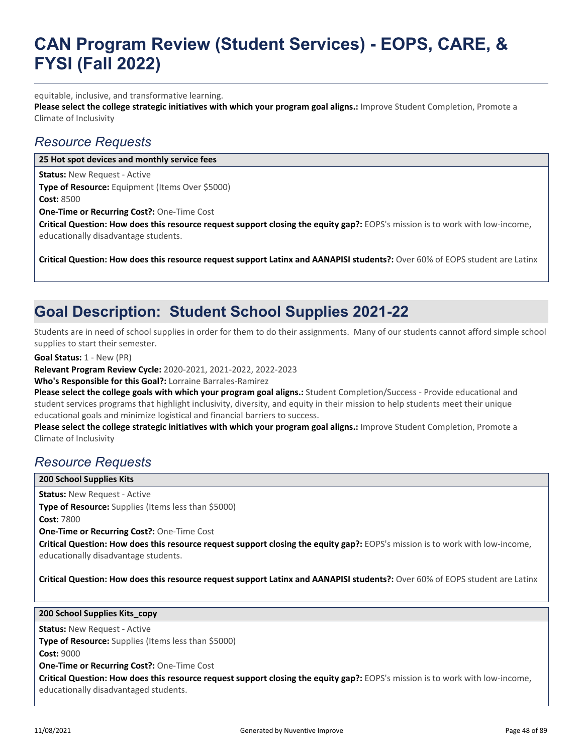equitable, inclusive, and transformative learning.
**Please select the college strategic initiatives with which your program goal aligns.:** Improve Student Completion, Promote a Climate of Inclusivity

## *Resource Requests*

**25 Hot spot devices and monthly service fees**

**Status:** New Request - Active
**Type of Resource:** Equipment (Items Over $5000)
**Cost:** 8500
**One-Time or Recurring Cost?:** One-Time Cost
**Critical Question: How does this resource request support closing the equity gap?:** EOPS's mission is to work with low-income, educationally disadvantage students.

**Critical Question: How does this resource request support Latinx and AANAPISI students?:** Over 60% of EOPS student are Latinx

## Goal Description: Student School Supplies 2021-22

Students are in need of school supplies in order for them to do their assignments. Many of our students cannot afford simple school supplies to start their semester.

**Goal Status:** 1 - New (PR)
**Relevant Program Review Cycle:** 2020-2021, 2021-2022, 2022-2023
**Who's Responsible for this Goal?:** Lorraine Barrales-Ramirez
**Please select the college goals with which your program goal aligns.:** Student Completion/Success - Provide educational and student services programs that highlight inclusivity, diversity, and equity in their mission to help students meet their unique educational goals and minimize logistical and financial barriers to success.
**Please select the college strategic initiatives with which your program goal aligns.:** Improve Student Completion, Promote a Climate of Inclusivity

## *Resource Requests*

**200 School Supplies Kits**

**Status:** New Request - Active
**Type of Resource:** Supplies (Items less than $5000)
**Cost:** 7800
**One-Time or Recurring Cost?:** One-Time Cost
**Critical Question: How does this resource request support closing the equity gap?:** EOPS's mission is to work with low-income, educationally disadvantage students.

**Critical Question: How does this resource request support Latinx and AANAPISI students?:** Over 60% of EOPS student are Latinx

**200 School Supplies Kits_copy**

**Status:** New Request - Active
**Type of Resource:** Supplies (Items less than $5000)
**Cost:** 9000
**One-Time or Recurring Cost?:** One-Time Cost
**Critical Question: How does this resource request support closing the equity gap?:** EOPS's mission is to work with low-income, educationally disadvantaged students.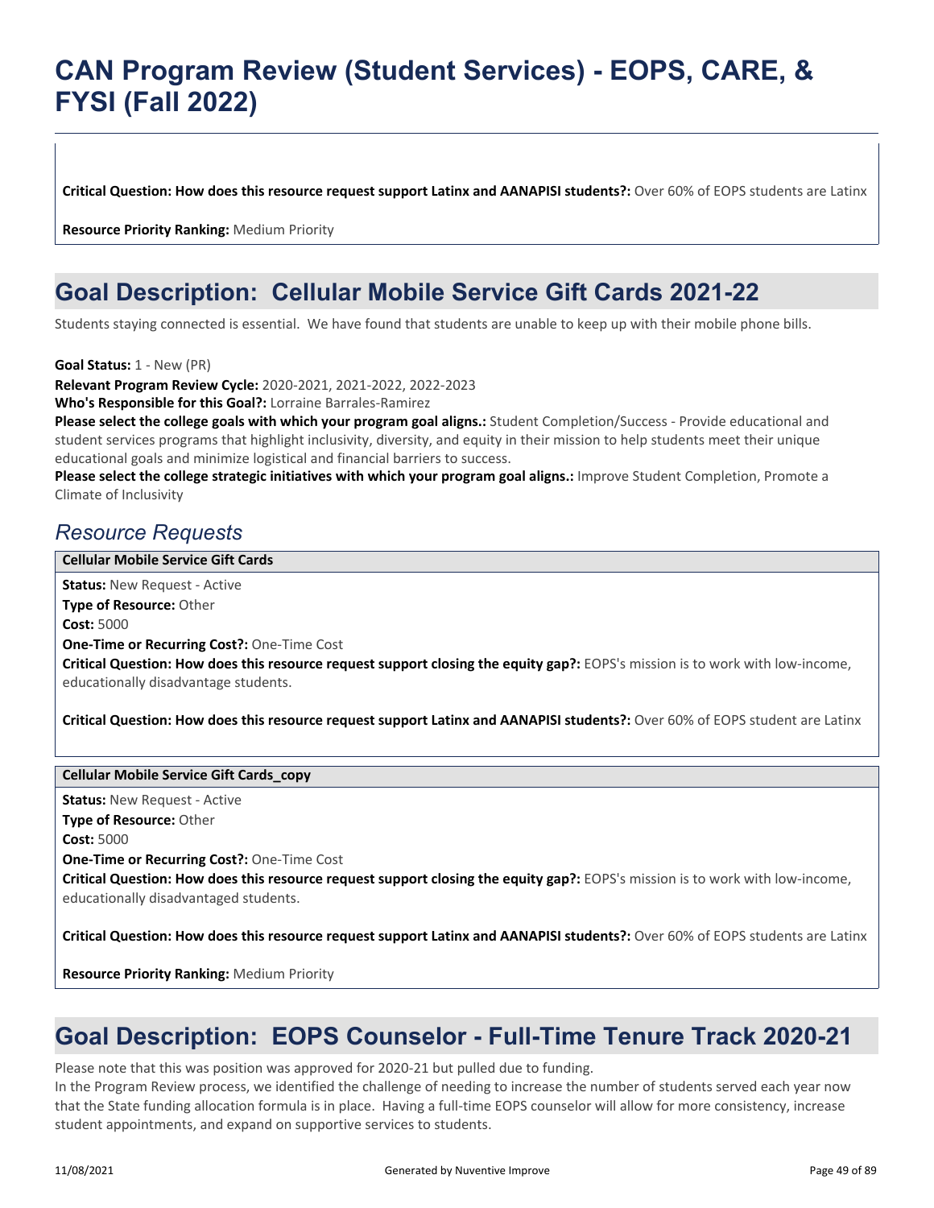**Critical Question: How does this resource request support Latinx and AANAPISI students?:** Over 60% of EOPS students are Latinx

**Resource Priority Ranking:** Medium Priority

## Goal Description: Cellular Mobile Service Gift Cards 2021-22

Students staying connected is essential. We have found that students are unable to keep up with their mobile phone bills.

**Goal Status:** 1 - New (PR)
**Relevant Program Review Cycle:** 2020-2021, 2021-2022, 2022-2023
**Who's Responsible for this Goal?:** Lorraine Barrales-Ramirez
**Please select the college goals with which your program goal aligns.:** Student Completion/Success - Provide educational and student services programs that highlight inclusivity, diversity, and equity in their mission to help students meet their unique educational goals and minimize logistical and financial barriers to success.
**Please select the college strategic initiatives with which your program goal aligns.:** Improve Student Completion, Promote a Climate of Inclusivity

### *Resource Requests*

**Cellular Mobile Service Gift Cards**

**Status:** New Request - Active
**Type of Resource:** Other
**Cost:** 5000
**One-Time or Recurring Cost?:** One-Time Cost
**Critical Question: How does this resource request support closing the equity gap?:** EOPS's mission is to work with low-income, educationally disadvantage students.

**Critical Question: How does this resource request support Latinx and AANAPISI students?:** Over 60% of EOPS student are Latinx

**Cellular Mobile Service Gift Cards_copy**

**Status:** New Request - Active
**Type of Resource:** Other
**Cost:** 5000
**One-Time or Recurring Cost?:** One-Time Cost
**Critical Question: How does this resource request support closing the equity gap?:** EOPS's mission is to work with low-income, educationally disadvantaged students.

**Critical Question: How does this resource request support Latinx and AANAPISI students?:** Over 60% of EOPS students are Latinx

**Resource Priority Ranking:** Medium Priority

## Goal Description: EOPS Counselor - Full-Time Tenure Track 2020-21

Please note that this was position was approved for 2020-21 but pulled due to funding.
In the Program Review process, we identified the challenge of needing to increase the number of students served each year now that the State funding allocation formula is in place. Having a full-time EOPS counselor will allow for more consistency, increase student appointments, and expand on supportive services to students.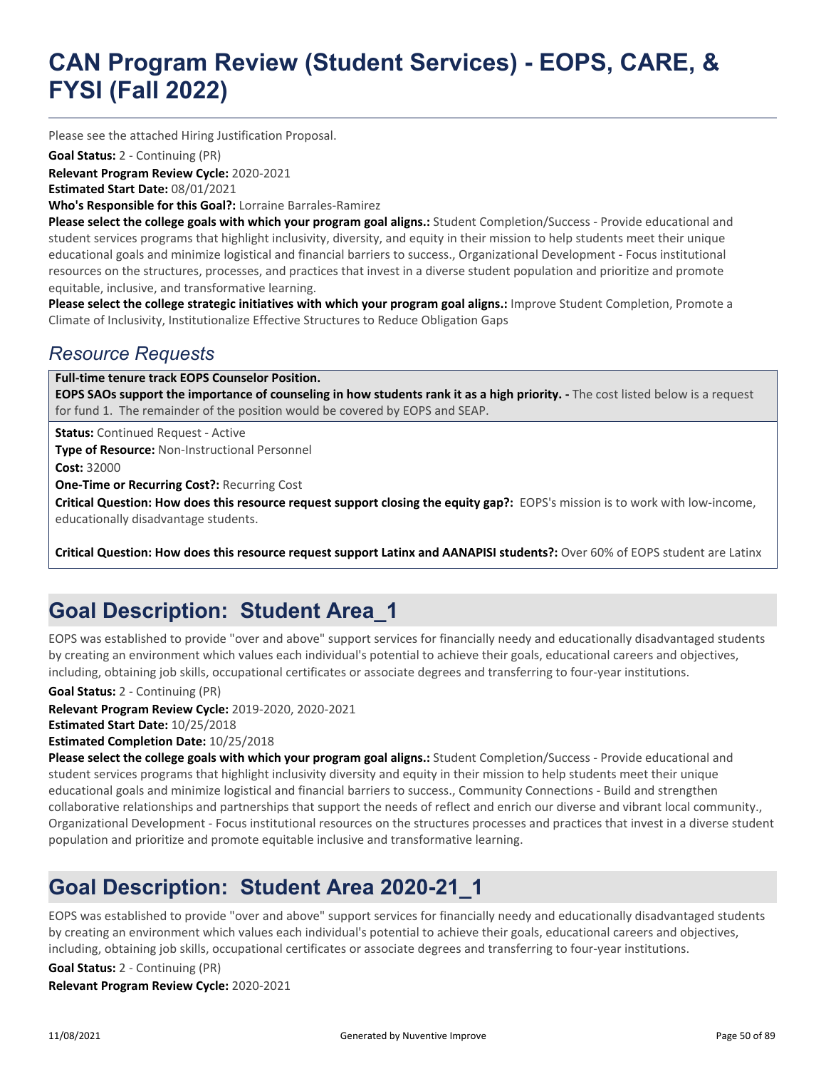# CAN Program Review (Student Services) - EOPS, CARE, & FYSI (Fall 2022)

Please see the attached Hiring Justification Proposal.

**Goal Status:** 2 - Continuing (PR)

**Relevant Program Review Cycle:** 2020-2021

**Estimated Start Date:** 08/01/2021

**Who's Responsible for this Goal?:** Lorraine Barrales-Ramirez

**Please select the college goals with which your program goal aligns.:** Student Completion/Success - Provide educational and student services programs that highlight inclusivity, diversity, and equity in their mission to help students meet their unique educational goals and minimize logistical and financial barriers to success., Organizational Development - Focus institutional resources on the structures, processes, and practices that invest in a diverse student population and prioritize and promote equitable, inclusive, and transformative learning.

**Please select the college strategic initiatives with which your program goal aligns.:** Improve Student Completion, Promote a Climate of Inclusivity, Institutionalize Effective Structures to Reduce Obligation Gaps

## *Resource Requests*

**Full-time tenure track EOPS Counselor Position.**

**EOPS SAOs support the importance of counseling in how students rank it as a high priority. -** The cost listed below is a request for fund 1. The remainder of the position would be covered by EOPS and SEAP.

**Status:** Continued Request - Active

**Type of Resource:** Non-Instructional Personnel

**Cost:** 32000

**One-Time or Recurring Cost?:** Recurring Cost

**Critical Question: How does this resource request support closing the equity gap?:** EOPS's mission is to work with low-income, educationally disadvantage students.

**Critical Question: How does this resource request support Latinx and AANAPISI students?:** Over 60% of EOPS student are Latinx

## Goal Description: Student Area_1

EOPS was established to provide "over and above" support services for financially needy and educationally disadvantaged students by creating an environment which values each individual's potential to achieve their goals, educational careers and objectives, including, obtaining job skills, occupational certificates or associate degrees and transferring to four-year institutions.

**Goal Status:** 2 - Continuing (PR)

**Relevant Program Review Cycle:** 2019-2020, 2020-2021

**Estimated Start Date:** 10/25/2018

**Estimated Completion Date:** 10/25/2018

**Please select the college goals with which your program goal aligns.:** Student Completion/Success - Provide educational and student services programs that highlight inclusivity diversity and equity in their mission to help students meet their unique educational goals and minimize logistical and financial barriers to success., Community Connections - Build and strengthen collaborative relationships and partnerships that support the needs of reflect and enrich our diverse and vibrant local community., Organizational Development - Focus institutional resources on the structures processes and practices that invest in a diverse student population and prioritize and promote equitable inclusive and transformative learning.

## Goal Description: Student Area 2020-21_1

EOPS was established to provide "over and above" support services for financially needy and educationally disadvantaged students by creating an environment which values each individual's potential to achieve their goals, educational careers and objectives, including, obtaining job skills, occupational certificates or associate degrees and transferring to four-year institutions.

**Goal Status:** 2 - Continuing (PR)

**Relevant Program Review Cycle:** 2020-2021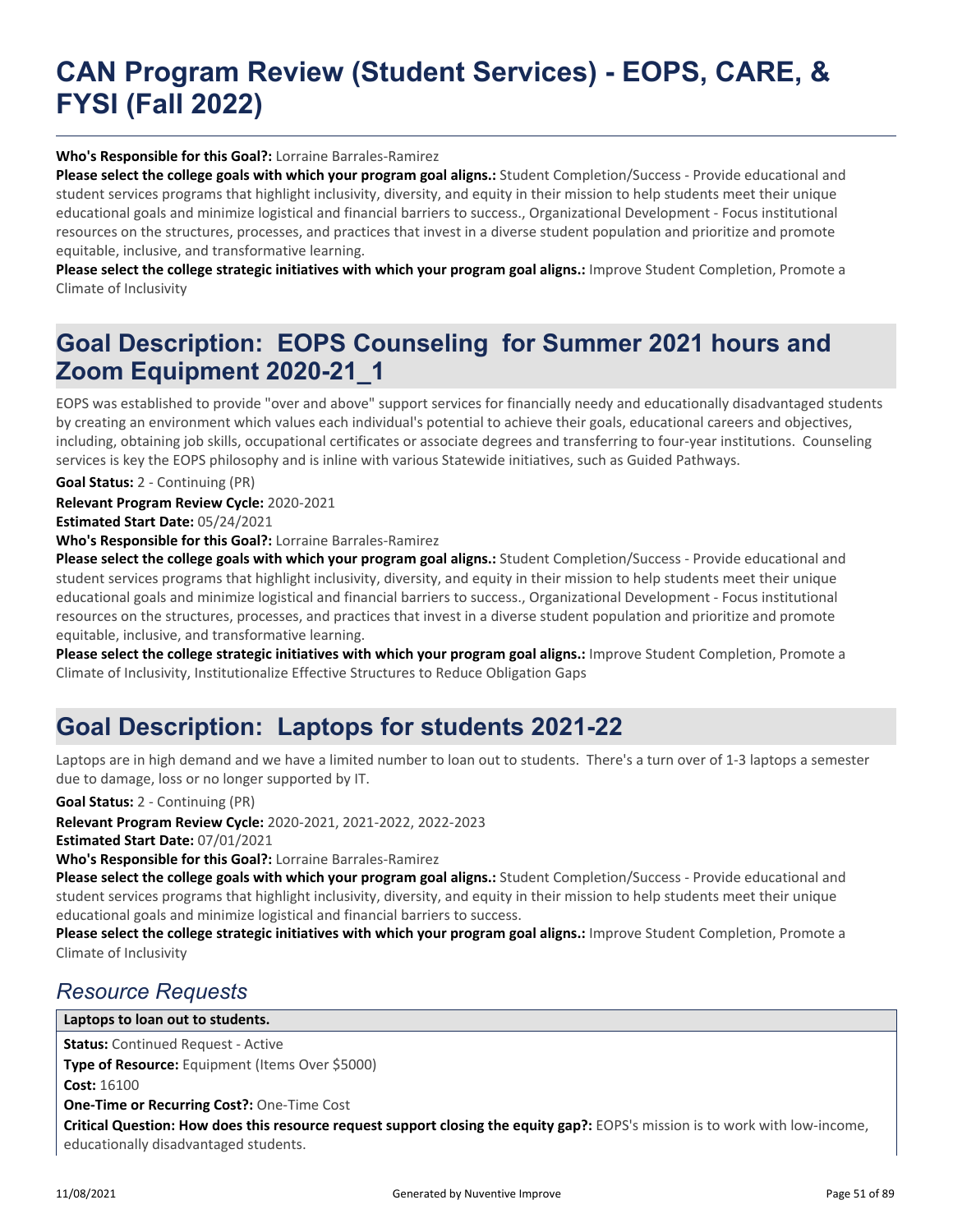**Who's Responsible for this Goal?:** Lorraine Barrales-Ramirez

**Please select the college goals with which your program goal aligns.:** Student Completion/Success - Provide educational and student services programs that highlight inclusivity, diversity, and equity in their mission to help students meet their unique educational goals and minimize logistical and financial barriers to success., Organizational Development - Focus institutional resources on the structures, processes, and practices that invest in a diverse student population and prioritize and promote equitable, inclusive, and transformative learning.

**Please select the college strategic initiatives with which your program goal aligns.:** Improve Student Completion, Promote a Climate of Inclusivity

## Goal Description: EOPS Counseling for Summer 2021 hours and Zoom Equipment 2020-21_1

EOPS was established to provide "over and above" support services for financially needy and educationally disadvantaged students by creating an environment which values each individual's potential to achieve their goals, educational careers and objectives, including, obtaining job skills, occupational certificates or associate degrees and transferring to four-year institutions. Counseling services is key the EOPS philosophy and is inline with various Statewide initiatives, such as Guided Pathways.

**Goal Status:** 2 - Continuing (PR)

**Relevant Program Review Cycle:** 2020-2021

**Estimated Start Date:** 05/24/2021

**Who's Responsible for this Goal?:** Lorraine Barrales-Ramirez

**Please select the college goals with which your program goal aligns.:** Student Completion/Success - Provide educational and student services programs that highlight inclusivity, diversity, and equity in their mission to help students meet their unique educational goals and minimize logistical and financial barriers to success., Organizational Development - Focus institutional resources on the structures, processes, and practices that invest in a diverse student population and prioritize and promote equitable, inclusive, and transformative learning.

**Please select the college strategic initiatives with which your program goal aligns.:** Improve Student Completion, Promote a Climate of Inclusivity, Institutionalize Effective Structures to Reduce Obligation Gaps

## Goal Description: Laptops for students 2021-22

Laptops are in high demand and we have a limited number to loan out to students. There's a turn over of 1-3 laptops a semester due to damage, loss or no longer supported by IT.

**Goal Status:** 2 - Continuing (PR)

**Relevant Program Review Cycle:** 2020-2021, 2021-2022, 2022-2023

**Estimated Start Date:** 07/01/2021

**Who's Responsible for this Goal?:** Lorraine Barrales-Ramirez

**Please select the college goals with which your program goal aligns.:** Student Completion/Success - Provide educational and student services programs that highlight inclusivity, diversity, and equity in their mission to help students meet their unique educational goals and minimize logistical and financial barriers to success.

**Please select the college strategic initiatives with which your program goal aligns.:** Improve Student Completion, Promote a Climate of Inclusivity

### *Resource Requests*

**Laptops to loan out to students.**

**Status:** Continued Request - Active

**Type of Resource:** Equipment (Items Over $5000)

**Cost:** 16100

**One-Time or Recurring Cost?:** One-Time Cost

**Critical Question: How does this resource request support closing the equity gap?:** EOPS's mission is to work with low-income, educationally disadvantaged students.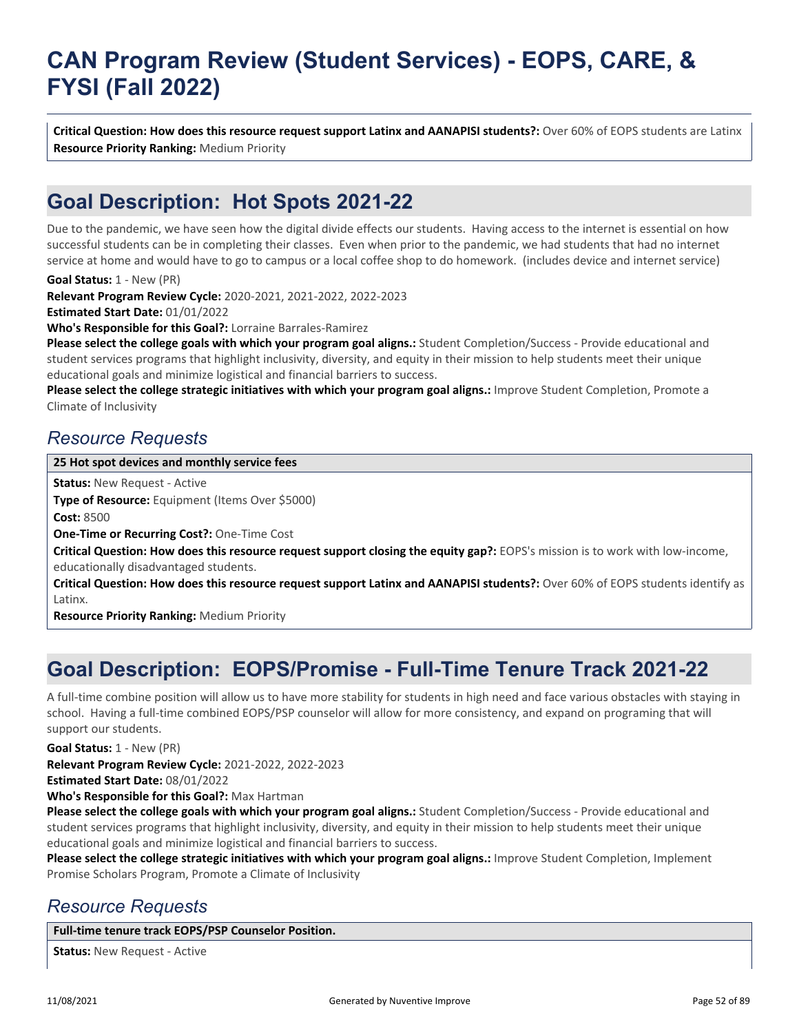# CAN Program Review (Student Services) - EOPS, CARE, & FYSI (Fall 2022)

**Critical Question: How does this resource request support Latinx and AANAPISI students?:** Over 60% of EOPS students are Latinx
**Resource Priority Ranking:** Medium Priority

## Goal Description: Hot Spots 2021-22

Due to the pandemic, we have seen how the digital divide effects our students. Having access to the internet is essential on how successful students can be in completing their classes. Even when prior to the pandemic, we had students that had no internet service at home and would have to go to campus or a local coffee shop to do homework. (includes device and internet service)

**Goal Status:** 1 - New (PR)
**Relevant Program Review Cycle:** 2020-2021, 2021-2022, 2022-2023
**Estimated Start Date:** 01/01/2022
**Who's Responsible for this Goal?:** Lorraine Barrales-Ramirez
**Please select the college goals with which your program goal aligns.:** Student Completion/Success - Provide educational and student services programs that highlight inclusivity, diversity, and equity in their mission to help students meet their unique educational goals and minimize logistical and financial barriers to success.
**Please select the college strategic initiatives with which your program goal aligns.:** Improve Student Completion, Promote a Climate of Inclusivity

### *Resource Requests*

**25 Hot spot devices and monthly service fees**

**Status:** New Request - Active
**Type of Resource:** Equipment (Items Over $5000)
**Cost:** 8500
**One-Time or Recurring Cost?:** One-Time Cost
**Critical Question: How does this resource request support closing the equity gap?:** EOPS's mission is to work with low-income, educationally disadvantaged students.
**Critical Question: How does this resource request support Latinx and AANAPISI students?:** Over 60% of EOPS students identify as Latinx.
**Resource Priority Ranking:** Medium Priority

## Goal Description: EOPS/Promise - Full-Time Tenure Track 2021-22

A full-time combine position will allow us to have more stability for students in high need and face various obstacles with staying in school. Having a full-time combined EOPS/PSP counselor will allow for more consistency, and expand on programing that will support our students.

**Goal Status:** 1 - New (PR)
**Relevant Program Review Cycle:** 2021-2022, 2022-2023
**Estimated Start Date:** 08/01/2022
**Who's Responsible for this Goal?:** Max Hartman
**Please select the college goals with which your program goal aligns.:** Student Completion/Success - Provide educational and student services programs that highlight inclusivity, diversity, and equity in their mission to help students meet their unique educational goals and minimize logistical and financial barriers to success.
**Please select the college strategic initiatives with which your program goal aligns.:** Improve Student Completion, Implement Promise Scholars Program, Promote a Climate of Inclusivity

### *Resource Requests*

**Full-time tenure track EOPS/PSP Counselor Position.**

**Status:** New Request - Active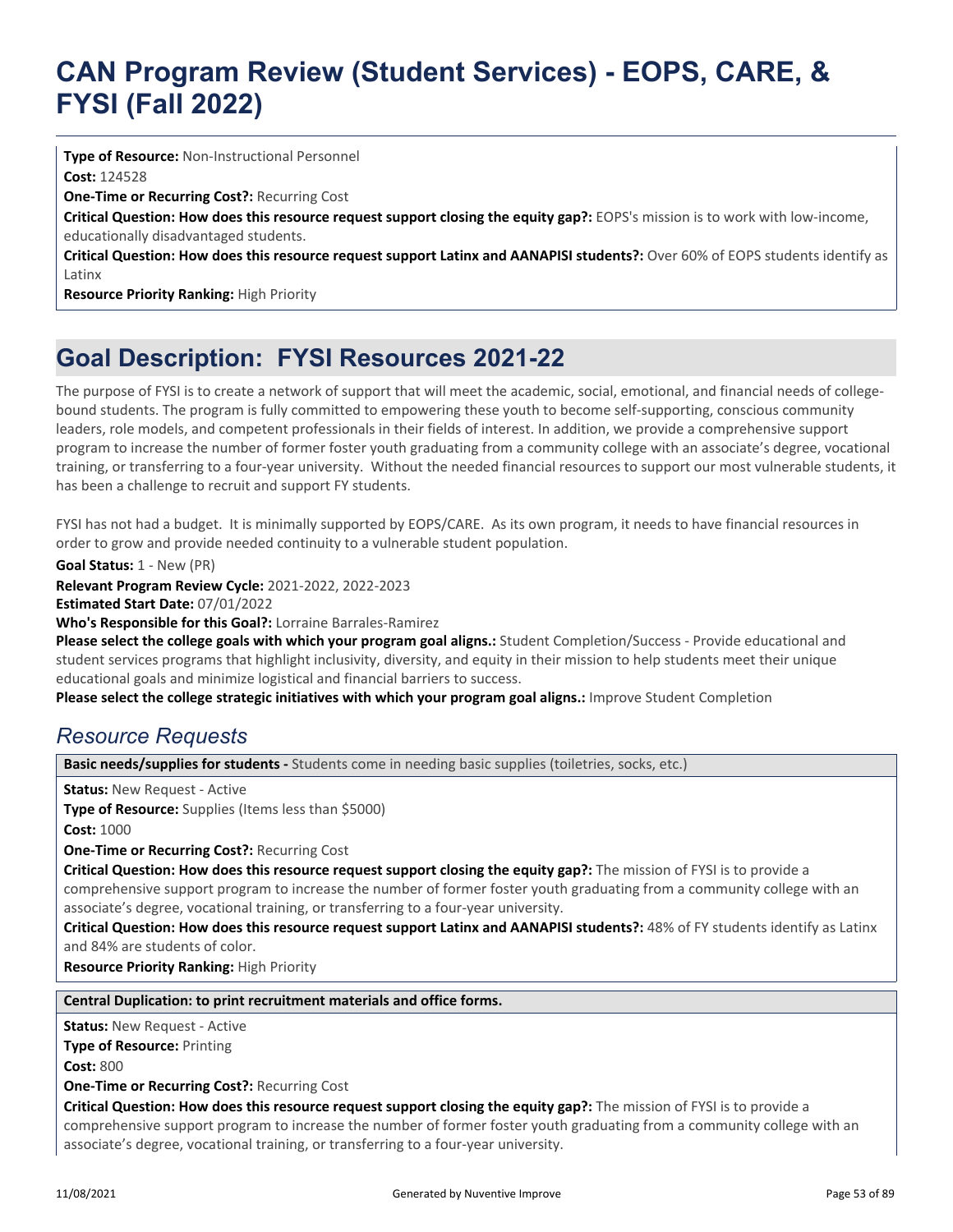# CAN Program Review (Student Services) - EOPS, CARE, & FYSI (Fall 2022)

**Type of Resource:** Non-Instructional Personnel
**Cost:** 124528
**One-Time or Recurring Cost?:** Recurring Cost
**Critical Question: How does this resource request support closing the equity gap?:** EOPS's mission is to work with low-income, educationally disadvantaged students.
**Critical Question: How does this resource request support Latinx and AANAPISI students?:** Over 60% of EOPS students identify as Latinx
**Resource Priority Ranking:** High Priority

## Goal Description: FYSI Resources 2021-22

The purpose of FYSI is to create a network of support that will meet the academic, social, emotional, and financial needs of college-bound students. The program is fully committed to empowering these youth to become self-supporting, conscious community leaders, role models, and competent professionals in their fields of interest. In addition, we provide a comprehensive support program to increase the number of former foster youth graduating from a community college with an associate's degree, vocational training, or transferring to a four-year university. Without the needed financial resources to support our most vulnerable students, it has been a challenge to recruit and support FY students.

FYSI has not had a budget. It is minimally supported by EOPS/CARE. As its own program, it needs to have financial resources in order to grow and provide needed continuity to a vulnerable student population.

**Goal Status:** 1 - New (PR)
**Relevant Program Review Cycle:** 2021-2022, 2022-2023
**Estimated Start Date:** 07/01/2022
**Who's Responsible for this Goal?:** Lorraine Barrales-Ramirez
**Please select the college goals with which your program goal aligns.:** Student Completion/Success - Provide educational and student services programs that highlight inclusivity, diversity, and equity in their mission to help students meet their unique educational goals and minimize logistical and financial barriers to success.
**Please select the college strategic initiatives with which your program goal aligns.:** Improve Student Completion

### *Resource Requests*

**Basic needs/supplies for students -** Students come in needing basic supplies (toiletries, socks, etc.)

**Status:** New Request - Active
**Type of Resource:** Supplies (Items less than $5000)
**Cost:** 1000
**One-Time or Recurring Cost?:** Recurring Cost
**Critical Question: How does this resource request support closing the equity gap?:** The mission of FYSI is to provide a comprehensive support program to increase the number of former foster youth graduating from a community college with an associate's degree, vocational training, or transferring to a four-year university.
**Critical Question: How does this resource request support Latinx and AANAPISI students?:** 48% of FY students identify as Latinx and 84% are students of color.
**Resource Priority Ranking:** High Priority

**Central Duplication: to print recruitment materials and office forms.**

**Status:** New Request - Active
**Type of Resource:** Printing
**Cost:** 800
**One-Time or Recurring Cost?:** Recurring Cost
**Critical Question: How does this resource request support closing the equity gap?:** The mission of FYSI is to provide a comprehensive support program to increase the number of former foster youth graduating from a community college with an associate's degree, vocational training, or transferring to a four-year university.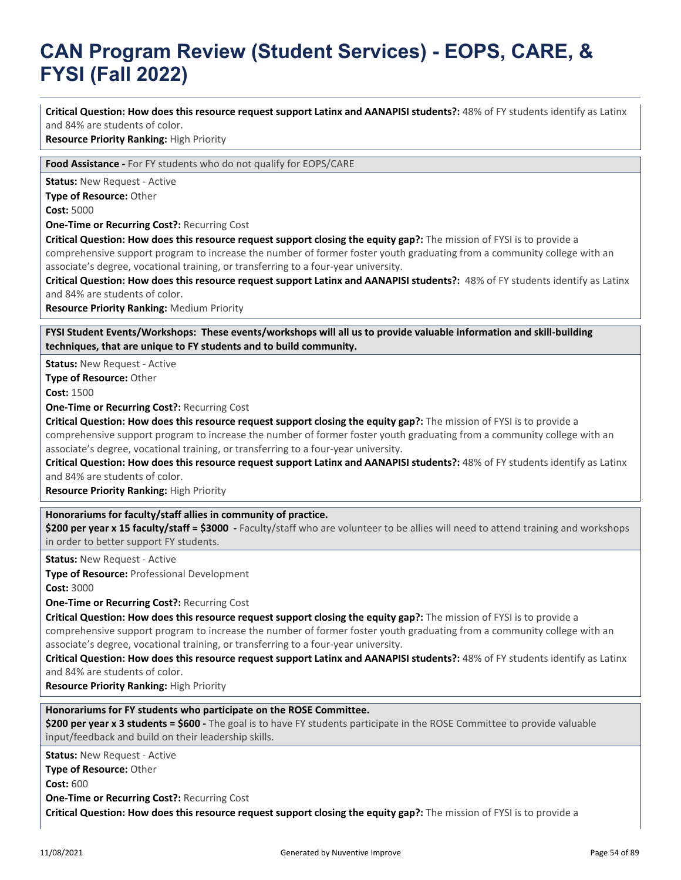**Critical Question: How does this resource request support Latinx and AANAPISI students?:** 48% of FY students identify as Latinx and 84% are students of color.
**Resource Priority Ranking:** High Priority

**Food Assistance -** For FY students who do not qualify for EOPS/CARE

**Status:** New Request - Active
**Type of Resource:** Other
**Cost:** 5000
**One-Time or Recurring Cost?:** Recurring Cost
**Critical Question: How does this resource request support closing the equity gap?:** The mission of FYSI is to provide a comprehensive support program to increase the number of former foster youth graduating from a community college with an associate's degree, vocational training, or transferring to a four-year university.
**Critical Question: How does this resource request support Latinx and AANAPISI students?:** 48% of FY students identify as Latinx and 84% are students of color.
**Resource Priority Ranking:** Medium Priority

**FYSI Student Events/Workshops: These events/workshops will all us to provide valuable information and skill-building techniques, that are unique to FY students and to build community.**

**Status:** New Request - Active
**Type of Resource:** Other
**Cost:** 1500
**One-Time or Recurring Cost?:** Recurring Cost
**Critical Question: How does this resource request support closing the equity gap?:** The mission of FYSI is to provide a comprehensive support program to increase the number of former foster youth graduating from a community college with an associate's degree, vocational training, or transferring to a four-year university.
**Critical Question: How does this resource request support Latinx and AANAPISI students?:** 48% of FY students identify as Latinx and 84% are students of color.
**Resource Priority Ranking:** High Priority

**Honorariums for faculty/staff allies in community of practice.**
**$200 per year x 15 faculty/staff = $3000 -** Faculty/staff who are volunteer to be allies will need to attend training and workshops in order to better support FY students.

**Status:** New Request - Active
**Type of Resource:** Professional Development
**Cost:** 3000
**One-Time or Recurring Cost?:** Recurring Cost
**Critical Question: How does this resource request support closing the equity gap?:** The mission of FYSI is to provide a comprehensive support program to increase the number of former foster youth graduating from a community college with an associate's degree, vocational training, or transferring to a four-year university.
**Critical Question: How does this resource request support Latinx and AANAPISI students?:** 48% of FY students identify as Latinx and 84% are students of color.
**Resource Priority Ranking:** High Priority

**Honorariums for FY students who participate on the ROSE Committee.**
**$200 per year x 3 students = $600 -** The goal is to have FY students participate in the ROSE Committee to provide valuable input/feedback and build on their leadership skills.

**Status:** New Request - Active
**Type of Resource:** Other
**Cost:** 600
**One-Time or Recurring Cost?:** Recurring Cost
**Critical Question: How does this resource request support closing the equity gap?:** The mission of FYSI is to provide a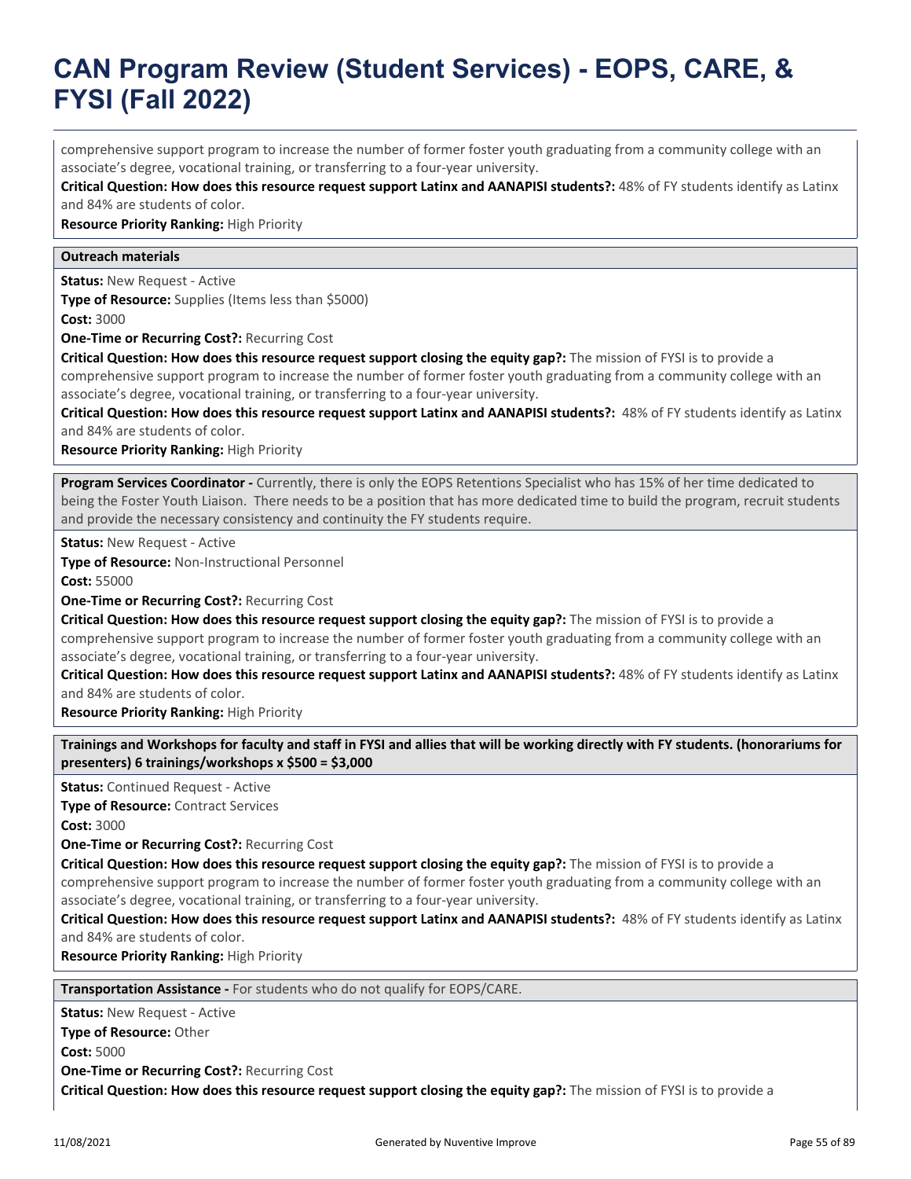comprehensive support program to increase the number of former foster youth graduating from a community college with an associate's degree, vocational training, or transferring to a four-year university.

**Critical Question: How does this resource request support Latinx and AANAPISI students?:** 48% of FY students identify as Latinx and 84% are students of color.

**Resource Priority Ranking:** High Priority

**Outreach materials**

**Status:** New Request - Active

**Type of Resource:** Supplies (Items less than $5000)

**Cost:** 3000

**One-Time or Recurring Cost?:** Recurring Cost

**Critical Question: How does this resource request support closing the equity gap?:** The mission of FYSI is to provide a comprehensive support program to increase the number of former foster youth graduating from a community college with an associate's degree, vocational training, or transferring to a four-year university.

**Critical Question: How does this resource request support Latinx and AANAPISI students?:** 48% of FY students identify as Latinx and 84% are students of color.

**Resource Priority Ranking:** High Priority

**Program Services Coordinator -** Currently, there is only the EOPS Retentions Specialist who has 15% of her time dedicated to being the Foster Youth Liaison. There needs to be a position that has more dedicated time to build the program, recruit students and provide the necessary consistency and continuity the FY students require.

**Status:** New Request - Active

**Type of Resource:** Non-Instructional Personnel

**Cost:** 55000

**One-Time or Recurring Cost?:** Recurring Cost

**Critical Question: How does this resource request support closing the equity gap?:** The mission of FYSI is to provide a comprehensive support program to increase the number of former foster youth graduating from a community college with an associate's degree, vocational training, or transferring to a four-year university.

**Critical Question: How does this resource request support Latinx and AANAPISI students?:** 48% of FY students identify as Latinx and 84% are students of color.

**Resource Priority Ranking:** High Priority

**Trainings and Workshops for faculty and staff in FYSI and allies that will be working directly with FY students. (honorariums for presenters) 6 trainings/workshops x $500 = $3,000**

**Status:** Continued Request - Active

**Type of Resource:** Contract Services

**Cost:** 3000

**One-Time or Recurring Cost?:** Recurring Cost

**Critical Question: How does this resource request support closing the equity gap?:** The mission of FYSI is to provide a comprehensive support program to increase the number of former foster youth graduating from a community college with an associate's degree, vocational training, or transferring to a four-year university.

**Critical Question: How does this resource request support Latinx and AANAPISI students?:** 48% of FY students identify as Latinx and 84% are students of color.

**Resource Priority Ranking:** High Priority

**Transportation Assistance -** For students who do not qualify for EOPS/CARE.

**Status:** New Request - Active

**Type of Resource:** Other

**Cost:** 5000

**One-Time or Recurring Cost?:** Recurring Cost

**Critical Question: How does this resource request support closing the equity gap?:** The mission of FYSI is to provide a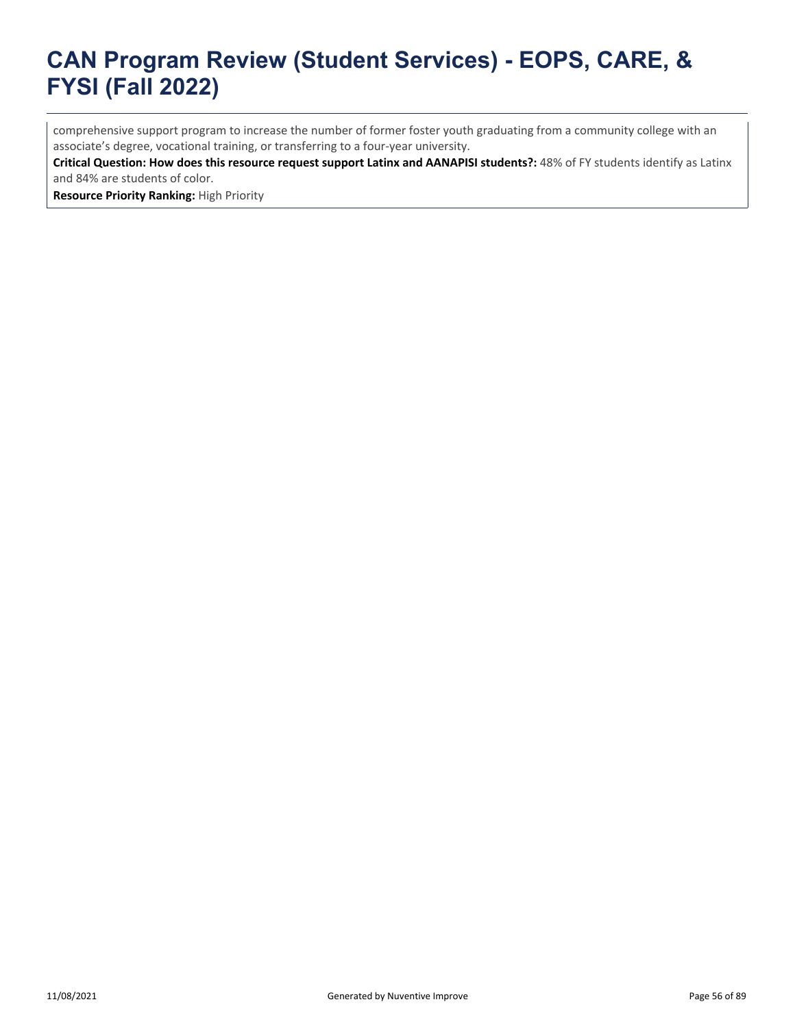comprehensive support program to increase the number of former foster youth graduating from a community college with an associate's degree, vocational training, or transferring to a four-year university.

**Critical Question: How does this resource request support Latinx and AANAPISI students?:** 48% of FY students identify as Latinx and 84% are students of color.

**Resource Priority Ranking:** High Priority